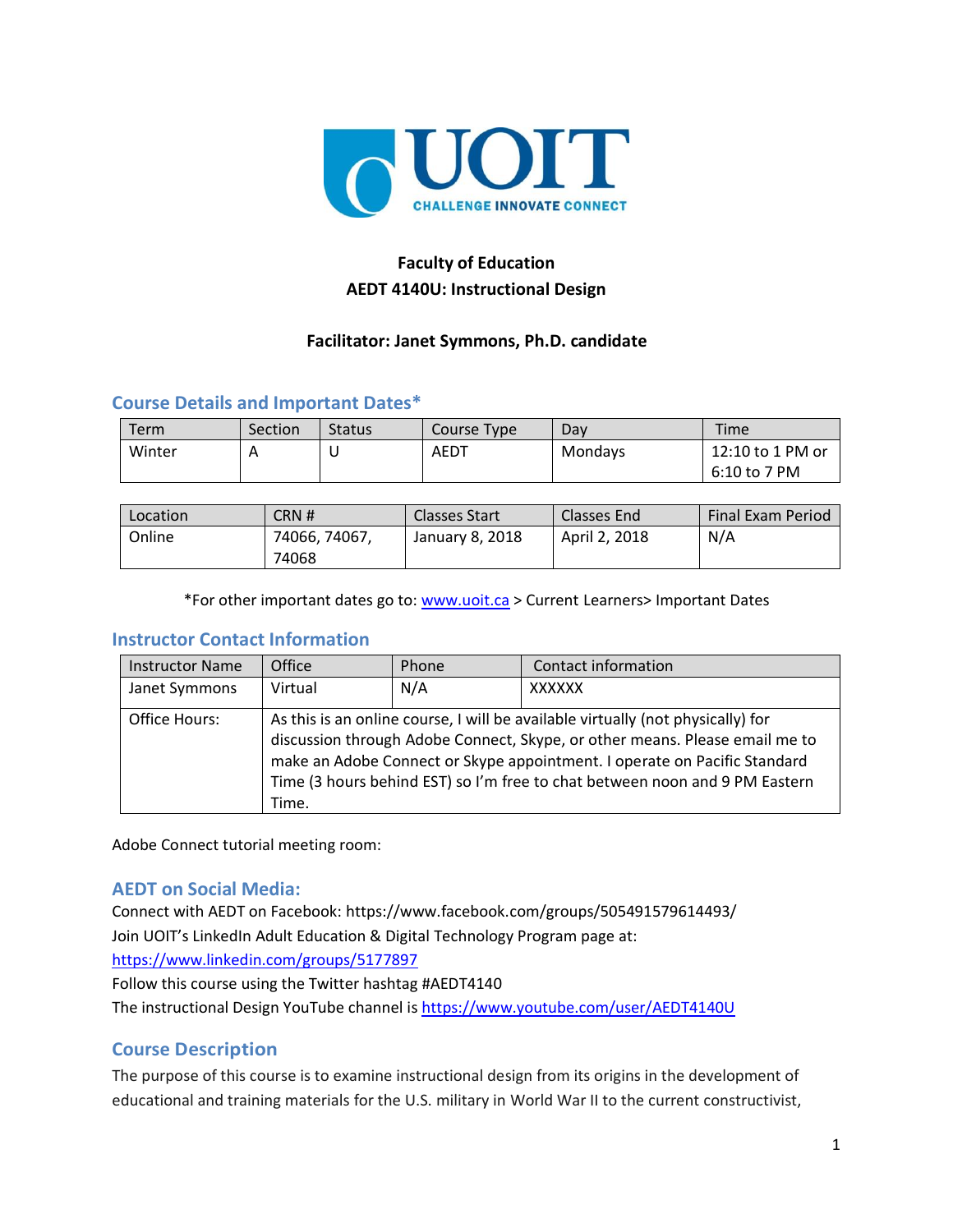**Faculty of Education**
**AEDT 4140U: Instructional Design**

**Facilitator: Janet Symmons, Ph.D. candidate**

## Course Details and Important Dates*

| Term | Section | Status | Course Type | Day | Time |
|---|---|---|---|---|---|
| Winter | A | U | AEDT | Mondays | 12:10 to 1 PM or 6:10 to 7 PM |

| Location | CRN # | Classes Start | Classes End | Final Exam Period |
|---|---|---|---|---|
| Online | 74066, 74067, 74068 | January 8, 2018 | April 2, 2018 | N/A |

*For other important dates go to: www.uoit.ca > Current Learners> Important Dates

## Instructor Contact Information

| Instructor Name | Office | Phone | Contact information |
|---|---|---|---|
| Janet Symmons | Virtual | N/A | XXXXXX |
| Office Hours: | As this is an online course, I will be available virtually (not physically) for discussion through Adobe Connect, Skype, or other means. Please email me to make an Adobe Connect or Skype appointment. I operate on Pacific Standard Time (3 hours behind EST) so I'm free to chat between noon and 9 PM Eastern Time. | | |

Adobe Connect tutorial meeting room:

## AEDT on Social Media:

Connect with AEDT on Facebook: https://www.facebook.com/groups/505491579614493/
Join UOIT's LinkedIn Adult Education & Digital Technology Program page at:
https://www.linkedin.com/groups/5177897
Follow this course using the Twitter hashtag #AEDT4140
The instructional Design YouTube channel is https://www.youtube.com/user/AEDT4140U

## Course Description

The purpose of this course is to examine instructional design from its origins in the development of educational and training materials for the U.S. military in World War II to the current constructivist,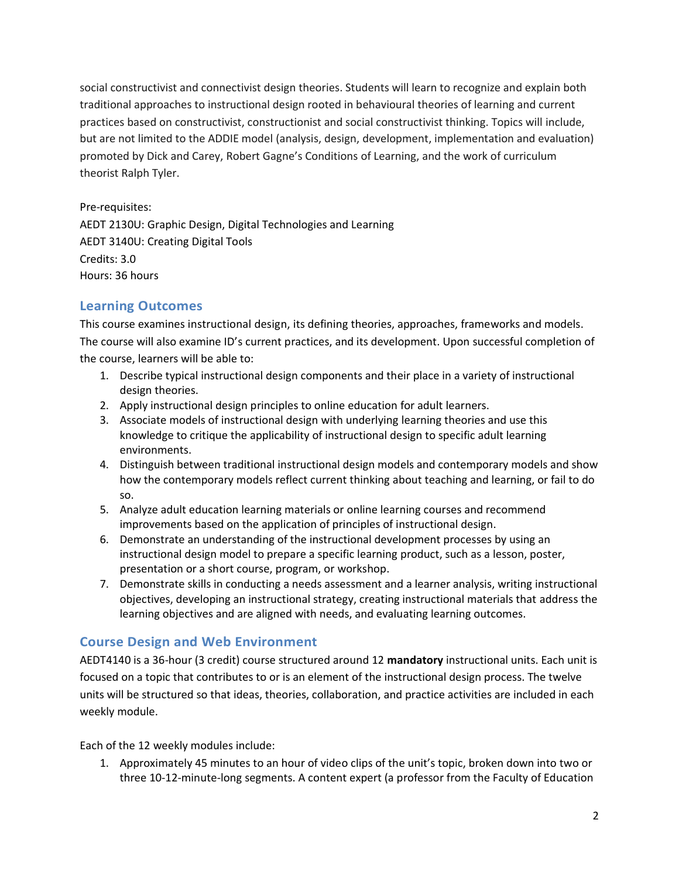social constructivist and connectivist design theories. Students will learn to recognize and explain both traditional approaches to instructional design rooted in behavioural theories of learning and current practices based on constructivist, constructionist and social constructivist thinking. Topics will include, but are not limited to the ADDIE model (analysis, design, development, implementation and evaluation) promoted by Dick and Carey, Robert Gagne's Conditions of Learning, and the work of curriculum theorist Ralph Tyler.

Pre-requisites:
AEDT 2130U: Graphic Design, Digital Technologies and Learning
AEDT 3140U: Creating Digital Tools
Credits: 3.0
Hours: 36 hours

## Learning Outcomes

This course examines instructional design, its defining theories, approaches, frameworks and models. The course will also examine ID's current practices, and its development. Upon successful completion of the course, learners will be able to:

1. Describe typical instructional design components and their place in a variety of instructional design theories.
2. Apply instructional design principles to online education for adult learners.
3. Associate models of instructional design with underlying learning theories and use this knowledge to critique the applicability of instructional design to specific adult learning environments.
4. Distinguish between traditional instructional design models and contemporary models and show how the contemporary models reflect current thinking about teaching and learning, or fail to do so.
5. Analyze adult education learning materials or online learning courses and recommend improvements based on the application of principles of instructional design.
6. Demonstrate an understanding of the instructional development processes by using an instructional design model to prepare a specific learning product, such as a lesson, poster, presentation or a short course, program, or workshop.
7. Demonstrate skills in conducting a needs assessment and a learner analysis, writing instructional objectives, developing an instructional strategy, creating instructional materials that address the learning objectives and are aligned with needs, and evaluating learning outcomes.

## Course Design and Web Environment

AEDT4140 is a 36-hour (3 credit) course structured around 12 **mandatory** instructional units. Each unit is focused on a topic that contributes to or is an element of the instructional design process. The twelve units will be structured so that ideas, theories, collaboration, and practice activities are included in each weekly module.

Each of the 12 weekly modules include:

1. Approximately 45 minutes to an hour of video clips of the unit's topic, broken down into two or three 10-12-minute-long segments. A content expert (a professor from the Faculty of Education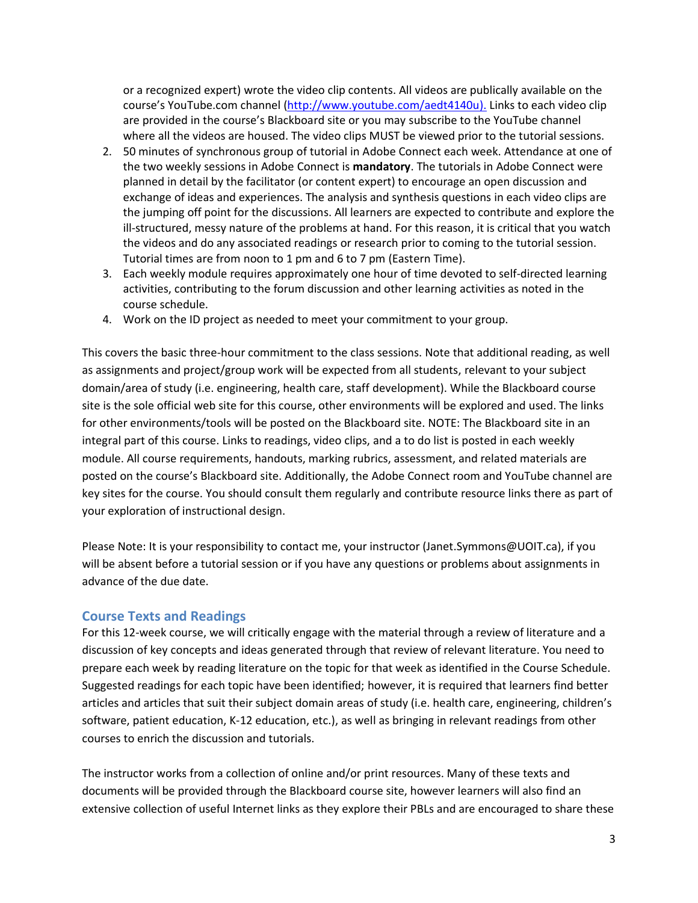or a recognized expert) wrote the video clip contents. All videos are publically available on the course's YouTube.com channel (http://www.youtube.com/aedt4140u). Links to each video clip are provided in the course's Blackboard site or you may subscribe to the YouTube channel where all the videos are housed. The video clips MUST be viewed prior to the tutorial sessions.

2. 50 minutes of synchronous group of tutorial in Adobe Connect each week. Attendance at one of the two weekly sessions in Adobe Connect is **mandatory**. The tutorials in Adobe Connect were planned in detail by the facilitator (or content expert) to encourage an open discussion and exchange of ideas and experiences. The analysis and synthesis questions in each video clips are the jumping off point for the discussions. All learners are expected to contribute and explore the ill-structured, messy nature of the problems at hand. For this reason, it is critical that you watch the videos and do any associated readings or research prior to coming to the tutorial session. Tutorial times are from noon to 1 pm and 6 to 7 pm (Eastern Time).
3. Each weekly module requires approximately one hour of time devoted to self-directed learning activities, contributing to the forum discussion and other learning activities as noted in the course schedule.
4. Work on the ID project as needed to meet your commitment to your group.

This covers the basic three-hour commitment to the class sessions. Note that additional reading, as well as assignments and project/group work will be expected from all students, relevant to your subject domain/area of study (i.e. engineering, health care, staff development). While the Blackboard course site is the sole official web site for this course, other environments will be explored and used. The links for other environments/tools will be posted on the Blackboard site. NOTE: The Blackboard site in an integral part of this course. Links to readings, video clips, and a to do list is posted in each weekly module. All course requirements, handouts, marking rubrics, assessment, and related materials are posted on the course's Blackboard site. Additionally, the Adobe Connect room and YouTube channel are key sites for the course. You should consult them regularly and contribute resource links there as part of your exploration of instructional design.

Please Note: It is your responsibility to contact me, your instructor (Janet.Symmons@UOIT.ca), if you will be absent before a tutorial session or if you have any questions or problems about assignments in advance of the due date.

## Course Texts and Readings

For this 12-week course, we will critically engage with the material through a review of literature and a discussion of key concepts and ideas generated through that review of relevant literature. You need to prepare each week by reading literature on the topic for that week as identified in the Course Schedule. Suggested readings for each topic have been identified; however, it is required that learners find better articles and articles that suit their subject domain areas of study (i.e. health care, engineering, children's software, patient education, K-12 education, etc.), as well as bringing in relevant readings from other courses to enrich the discussion and tutorials.

The instructor works from a collection of online and/or print resources. Many of these texts and documents will be provided through the Blackboard course site, however learners will also find an extensive collection of useful Internet links as they explore their PBLs and are encouraged to share these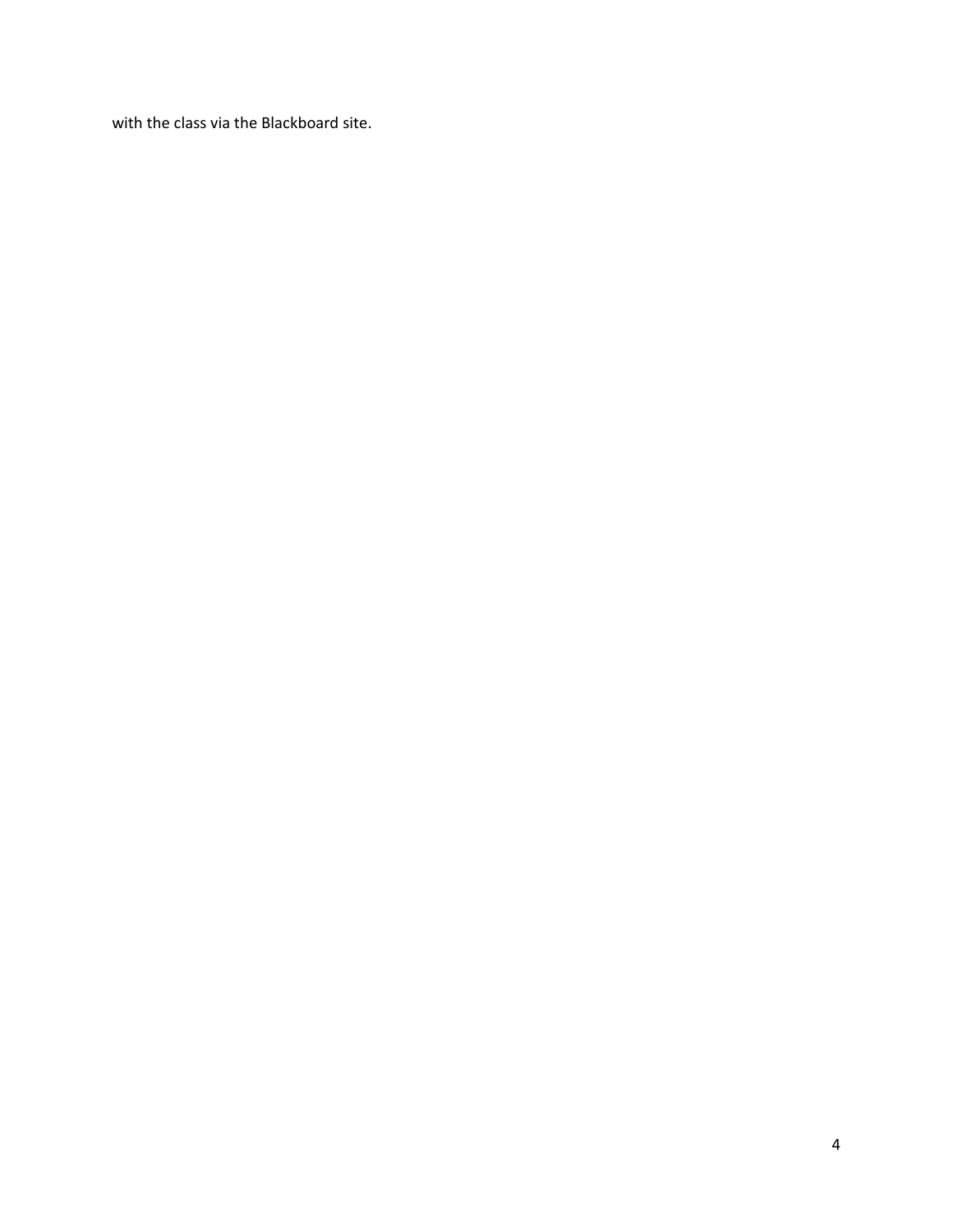with the class via the Blackboard site.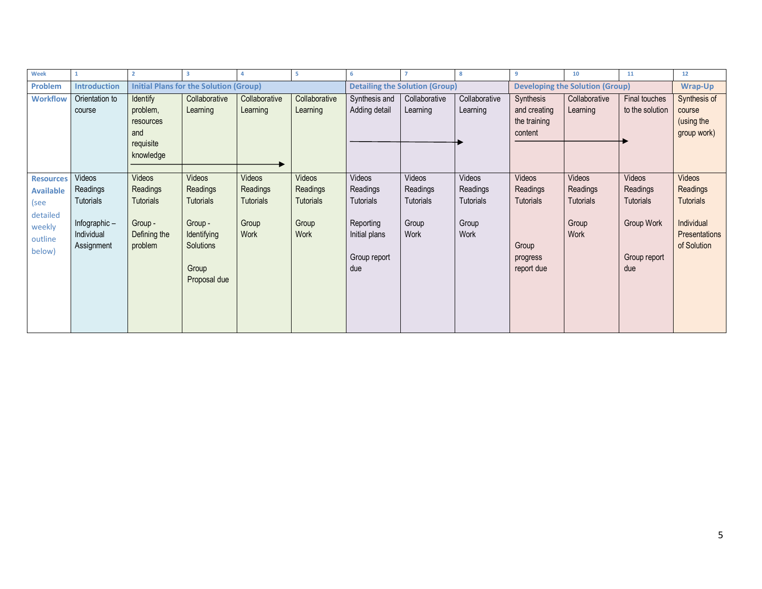| Week | 1 | 2 | 3 | 4 | 5 | 6 | 7 | 8 | 9 | 10 | 11 | 12 |
|---|---|---|---|---|---|---|---|---|---|---|---|---|
| **Problem** | **Introduction** | **Initial Plans for the Solution (Group)** | | | | **Detailing the Solution (Group)** | | | **Developing the Solution (Group)** | | | **Wrap-Up** |
| **Workflow** | Orientation to course | Identify problem, resources and requisite knowledge | Collaborative Learning | Collaborative Learning | Collaborative Learning | Synthesis and Adding detail | Collaborative Learning | Collaborative Learning | Synthesis and creating the training content | Collaborative Learning | Final touches to the solution | Synthesis of course (using the group work) |
| **Resources Available** (see detailed weekly outline below) | Videos Readings Tutorials<br><br>Infographic – Individual Assignment | Videos Readings Tutorials<br><br>Group - Defining the problem | Videos Readings Tutorials<br><br>Group - Identifying Solutions<br><br>Group Proposal due | Videos Readings Tutorials<br><br>Group Work | Videos Readings Tutorials<br><br>Group Work | Videos Readings Tutorials<br><br>Reporting Initial plans<br><br>Group report due | Videos Readings Tutorials<br><br>Group Work | Videos Readings Tutorials<br><br>Group Work | Videos Readings Tutorials<br><br>Group progress report due | Videos Readings Tutorials<br><br>Group Work | Videos Readings Tutorials<br><br>Group Work<br><br>Group report due | Videos Readings Tutorials<br><br>Individual Presentations of Solution |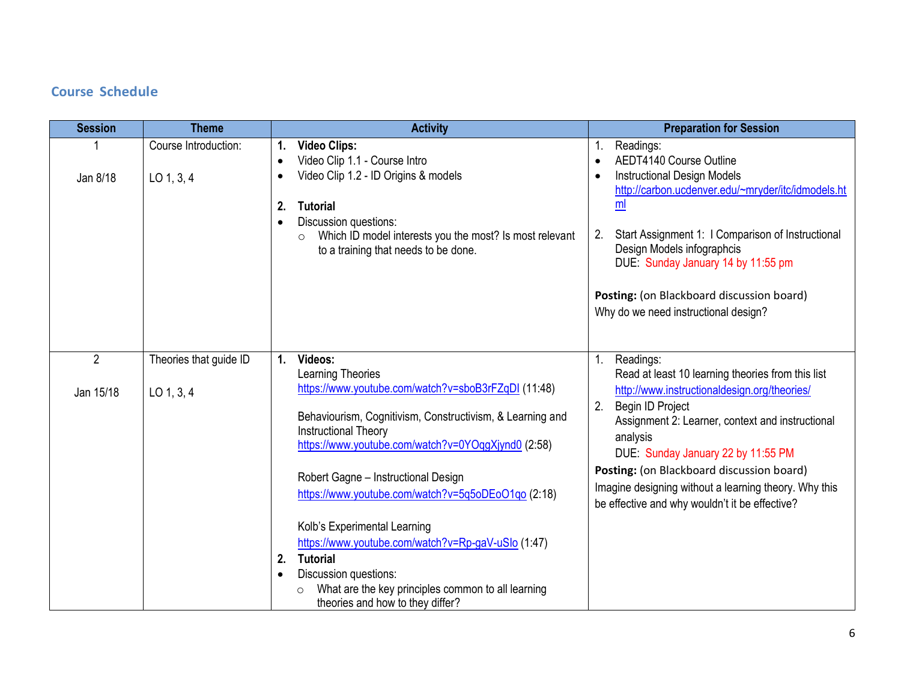## Course Schedule

| Session | Theme | Activity | Preparation for Session |
|---|---|---|---|
| 1<br><br>Jan 8/18 | Course Introduction:<br><br>LO 1, 3, 4 | **1. Video Clips:**<br>• Video Clip 1.1 - Course Intro<br>• Video Clip 1.2 - ID Origins & models<br><br>**2. Tutorial**<br>• Discussion questions:<br>  ○ Which ID model interests you the most? Is most relevant to a training that needs to be done. | 1. Readings:<br>• AEDT4140 Course Outline<br>• Instructional Design Models http://carbon.ucdenver.edu/~mryder/itc/idmodels.html<br><br>2. Start Assignment 1: I Comparison of Instructional Design Models infographcis<br>DUE: Sunday January 14 by 11:55 pm<br><br>**Posting:** (on Blackboard discussion board)<br>Why do we need instructional design? |
| 2<br><br>Jan 15/18 | Theories that guide ID<br><br>LO 1, 3, 4 | **1. Videos:**<br>Learning Theories<br>https://www.youtube.com/watch?v=sboB3rFZqDI (11:48)<br><br>Behaviourism, Cognitivism, Constructivism, & Learning and Instructional Theory<br>https://www.youtube.com/watch?v=0YOqgXjynd0 (2:58)<br><br>Robert Gagne – Instructional Design<br>https://www.youtube.com/watch?v=5q5oDEoO1qo (2:18)<br><br>Kolb's Experimental Learning<br>https://www.youtube.com/watch?v=Rp-gaV-uSlo (1:47)<br>**2. Tutorial**<br>• Discussion questions:<br>  ○ What are the key principles common to all learning theories and how to they differ? | 1. Readings:<br>Read at least 10 learning theories from this list<br>http://www.instructionaldesign.org/theories/<br>2. Begin ID Project<br>Assignment 2: Learner, context and instructional analysis<br>DUE: Sunday January 22 by 11:55 PM<br>**Posting:** (on Blackboard discussion board)<br>Imagine designing without a learning theory. Why this be effective and why wouldn't it be effective? |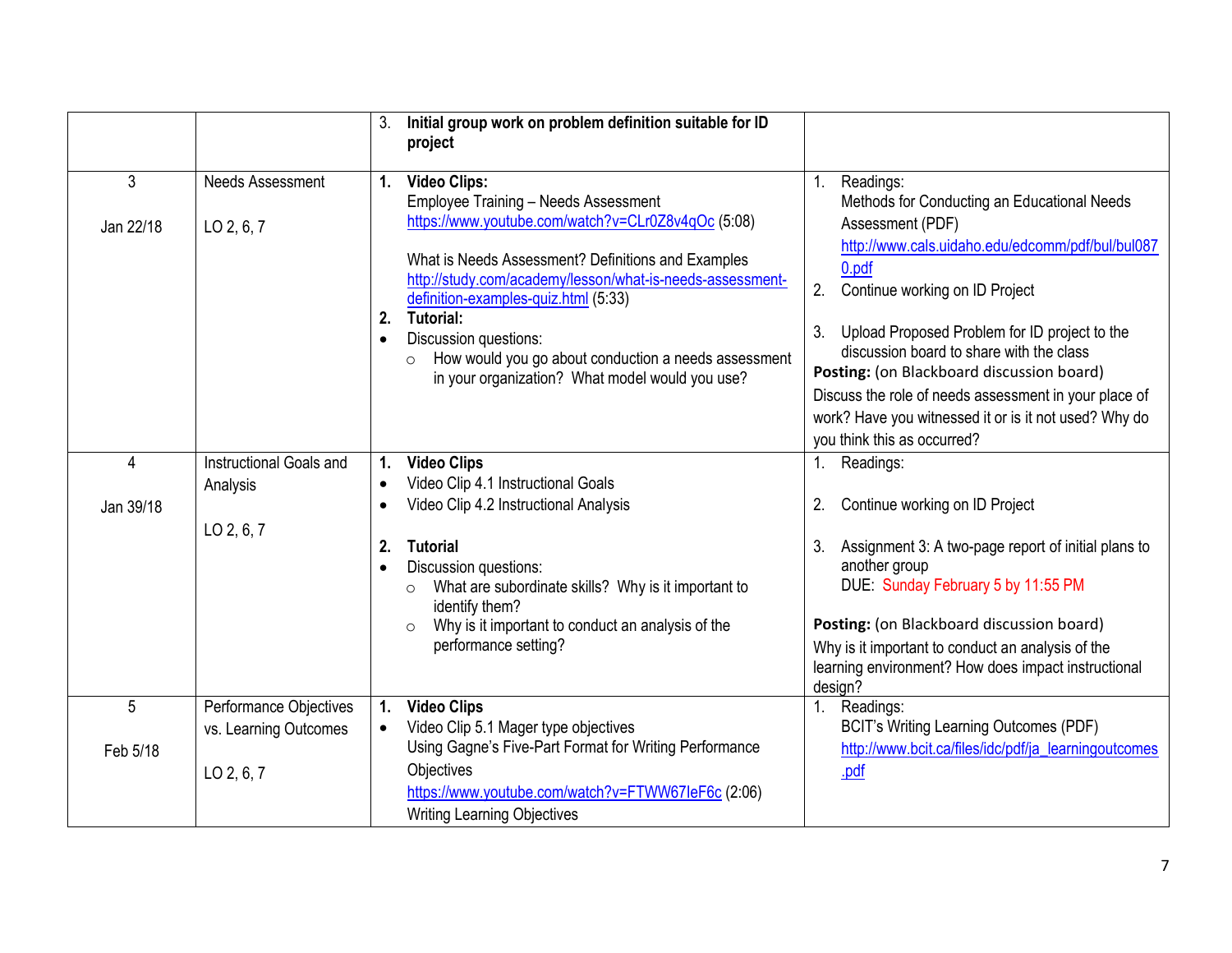| | | | |
|---|---|---|---|
| | | 3. **Initial group work on problem definition suitable for ID project** | |
| 3<br><br>Jan 22/18 | Needs Assessment<br><br>LO 2, 6, 7 | 1. **Video Clips:**<br>Employee Training – Needs Assessment<br>https://www.youtube.com/watch?v=CLr0Z8v4qOc (5:08)<br><br>What is Needs Assessment? Definitions and Examples<br>http://study.com/academy/lesson/what-is-needs-assessment-definition-examples-quiz.html (5:33)<br>2. **Tutorial:**<br>• Discussion questions:<br>  ○ How would you go about conduction a needs assessment in your organization? What model would you use? | 1. Readings:<br>Methods for Conducting an Educational Needs Assessment (PDF)<br>http://www.cals.uidaho.edu/edcomm/pdf/bul/bul0870.pdf<br>2. Continue working on ID Project<br><br>3. Upload Proposed Problem for ID project to the discussion board to share with the class<br>**Posting:** (on Blackboard discussion board)<br>Discuss the role of needs assessment in your place of work? Have you witnessed it or is it not used? Why do you think this as occurred? |
| 4<br><br>Jan 39/18 | Instructional Goals and Analysis<br><br>LO 2, 6, 7 | 1. **Video Clips**<br>• Video Clip 4.1 Instructional Goals<br>• Video Clip 4.2 Instructional Analysis<br><br>2. **Tutorial**<br>• Discussion questions:<br>  ○ What are subordinate skills? Why is it important to identify them?<br>  ○ Why is it important to conduct an analysis of the performance setting? | 1. Readings:<br><br>2. Continue working on ID Project<br><br>3. Assignment 3: A two-page report of initial plans to another group<br>DUE: Sunday February 5 by 11:55 PM<br><br>**Posting:** (on Blackboard discussion board)<br>Why is it important to conduct an analysis of the learning environment? How does impact instructional design? |
| 5<br><br>Feb 5/18 | Performance Objectives vs. Learning Outcomes<br><br>LO 2, 6, 7 | 1. **Video Clips**<br>• Video Clip 5.1 Mager type objectives<br>Using Gagne's Five-Part Format for Writing Performance Objectives<br>https://www.youtube.com/watch?v=FTWW67IeF6c (2:06)<br>Writing Learning Objectives | 1. Readings:<br>BCIT's Writing Learning Outcomes (PDF)<br>http://www.bcit.ca/files/idc/pdf/ja_learningoutcomes.pdf |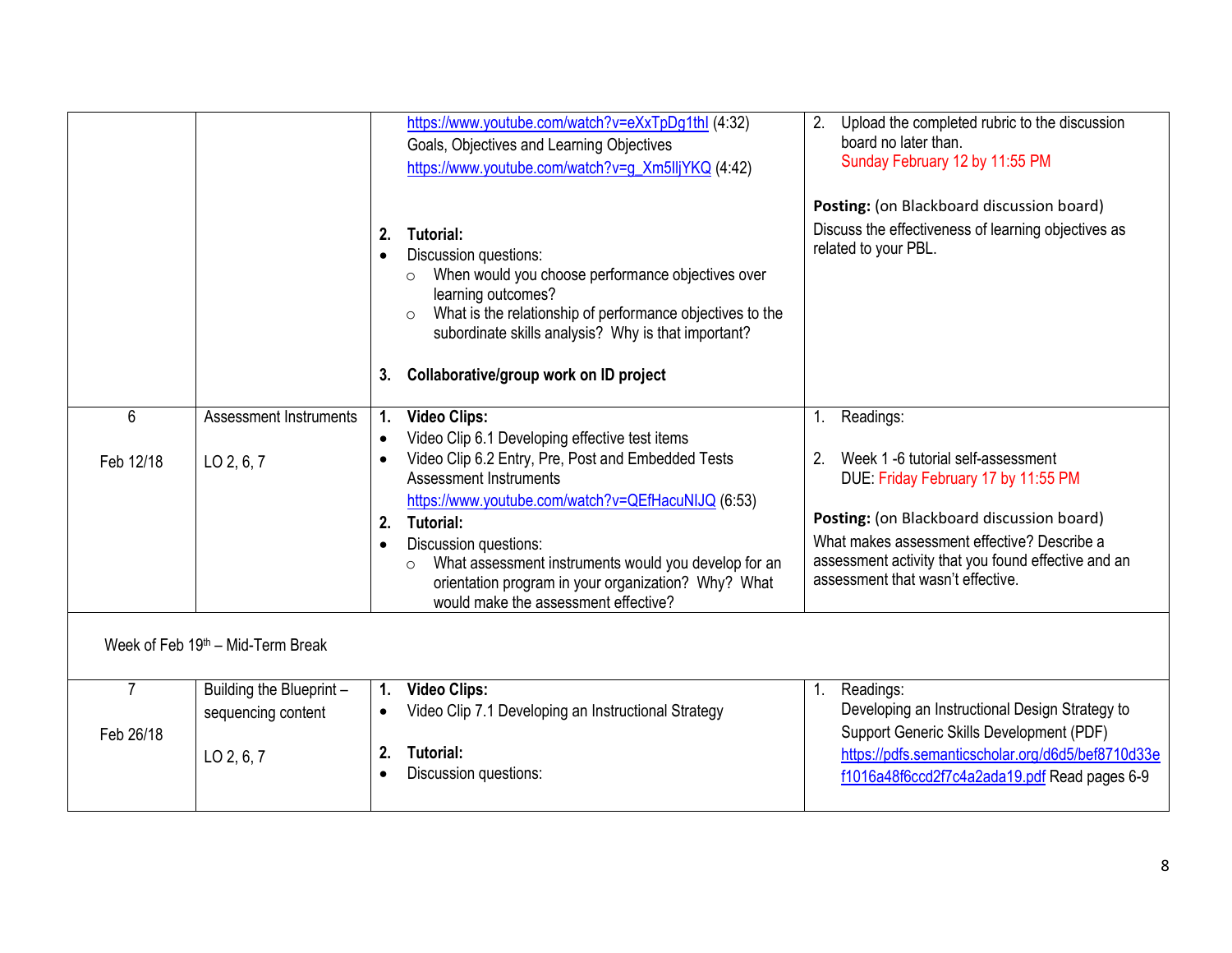| | | | |
|---|---|---|---|
| | | https://www.youtube.com/watch?v=eXxTpDg1thI (4:32)<br>Goals, Objectives and Learning Objectives<br>https://www.youtube.com/watch?v=g_Xm5lljYKQ (4:42)<br><br>**2. Tutorial:**<br>• Discussion questions:<br>  ○ When would you choose performance objectives over learning outcomes?<br>  ○ What is the relationship of performance objectives to the subordinate skills analysis? Why is that important?<br><br>**3. Collaborative/group work on ID project** | 2. Upload the completed rubric to the discussion board no later than. Sunday February 12 by 11:55 PM<br><br>**Posting:** (on Blackboard discussion board)<br>Discuss the effectiveness of learning objectives as related to your PBL. |
| 6<br><br>Feb 12/18 | Assessment Instruments<br><br>LO 2, 6, 7 | **1. Video Clips:**<br>• Video Clip 6.1 Developing effective test items<br>• Video Clip 6.2 Entry, Pre, Post and Embedded Tests Assessment Instruments<br>https://www.youtube.com/watch?v=QEfHacuNIJQ (6:53)<br>**2. Tutorial:**<br>• Discussion questions:<br>  ○ What assessment instruments would you develop for an orientation program in your organization? Why? What would make the assessment effective? | 1. Readings:<br><br>2. Week 1 -6 tutorial self-assessment<br>DUE: Friday February 17 by 11:55 PM<br><br>**Posting:** (on Blackboard discussion board)<br>What makes assessment effective? Describe a assessment activity that you found effective and an assessment that wasn't effective. |
| Week of Feb 19th – Mid-Term Break | | | |
| 7<br><br>Feb 26/18 | Building the Blueprint – sequencing content<br><br>LO 2, 6, 7 | **1. Video Clips:**<br>• Video Clip 7.1 Developing an Instructional Strategy<br><br>**2. Tutorial:**<br>• Discussion questions: | 1. Readings:<br>Developing an Instructional Design Strategy to Support Generic Skills Development (PDF)<br>https://pdfs.semanticscholar.org/d6d5/bef8710d33ef1016a48f6ccd2f7c4a2ada19.pdf Read pages 6-9 |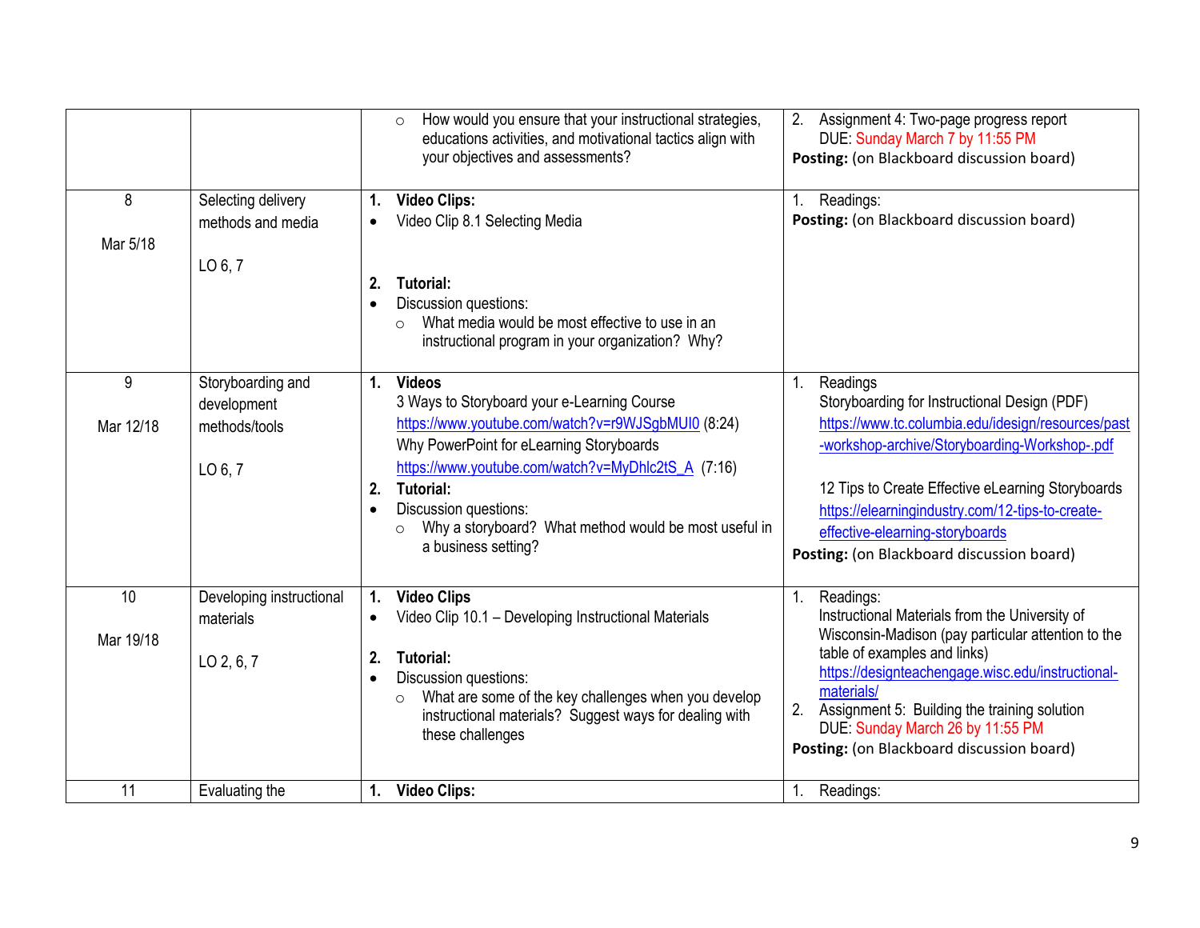| | | | |
|---|---|---|---|
| | | ○ How would you ensure that your instructional strategies, educations activities, and motivational tactics align with your objectives and assessments? | 2. Assignment 4: Two-page progress report<br>DUE: Sunday March 7 by 11:55 PM<br>**Posting:** (on Blackboard discussion board) |
| 8<br><br>Mar 5/18 | Selecting delivery methods and media<br><br>LO 6, 7 | **1. Video Clips:**<br>• Video Clip 8.1 Selecting Media<br><br>**2. Tutorial:**<br>• Discussion questions:<br>○ What media would be most effective to use in an instructional program in your organization? Why? | 1. Readings:<br>**Posting:** (on Blackboard discussion board) |
| 9<br><br>Mar 12/18 | Storyboarding and development methods/tools<br><br>LO 6, 7 | **1. Videos**<br>3 Ways to Storyboard your e-Learning Course<br>https://www.youtube.com/watch?v=r9WJSgbMUI0 (8:24)<br>Why PowerPoint for eLearning Storyboards<br>https://www.youtube.com/watch?v=MyDhlc2tS_A (7:16)<br>**2. Tutorial:**<br>• Discussion questions:<br>○ Why a storyboard? What method would be most useful in a business setting? | 1. Readings<br>Storyboarding for Instructional Design (PDF)<br>https://www.tc.columbia.edu/idesign/resources/past-workshop-archive/Storyboarding-Workshop-.pdf<br><br>12 Tips to Create Effective eLearning Storyboards<br>https://elearningindustry.com/12-tips-to-create-effective-elearning-storyboards<br>**Posting:** (on Blackboard discussion board) |
| 10<br><br>Mar 19/18 | Developing instructional materials<br><br>LO 2, 6, 7 | **1. Video Clips**<br>• Video Clip 10.1 – Developing Instructional Materials<br><br>**2. Tutorial:**<br>• Discussion questions:<br>○ What are some of the key challenges when you develop instructional materials? Suggest ways for dealing with these challenges | 1. Readings:<br>Instructional Materials from the University of Wisconsin-Madison (pay particular attention to the table of examples and links)<br>https://designteachengage.wisc.edu/instructional-materials/<br>2. Assignment 5: Building the training solution<br>DUE: Sunday March 26 by 11:55 PM<br>**Posting:** (on Blackboard discussion board) |
| 11 | Evaluating the | **1. Video Clips:** | 1. Readings: |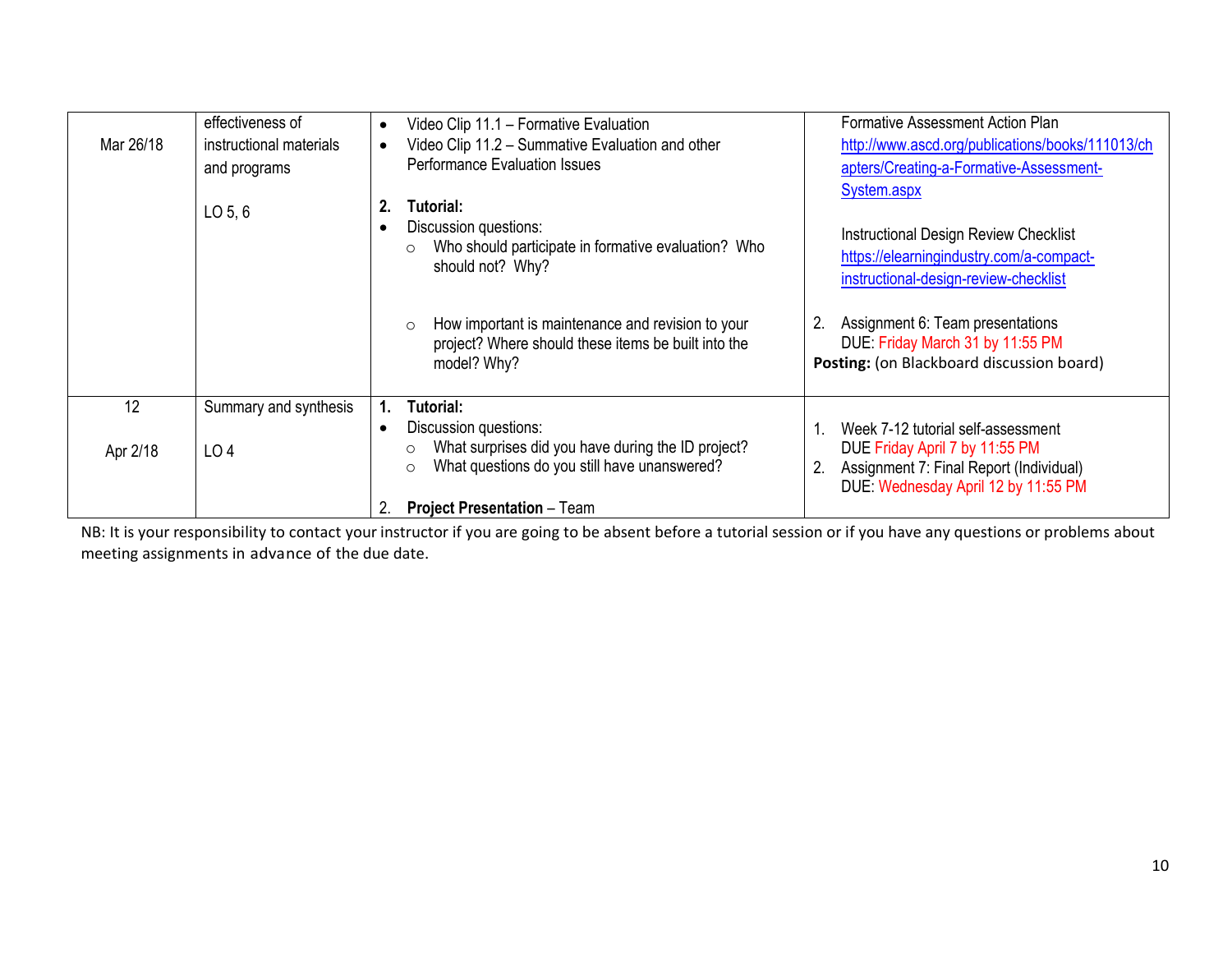| | | | |
|---|---|---|---|
| Mar 26/18 | effectiveness of instructional materials and programs<br><br>LO 5, 6 | • Video Clip 11.1 – Formative Evaluation<br>• Video Clip 11.2 – Summative Evaluation and other Performance Evaluation Issues<br><br>**2. Tutorial:**<br>• Discussion questions:<br>  ○ Who should participate in formative evaluation? Who should not? Why?<br><br>  ○ How important is maintenance and revision to your project? Where should these items be built into the model? Why? | Formative Assessment Action Plan<br>http://www.ascd.org/publications/books/111013/chapters/Creating-a-Formative-Assessment-System.aspx<br><br>Instructional Design Review Checklist<br>https://elearningindustry.com/a-compact-instructional-design-review-checklist<br><br>2. Assignment 6: Team presentations<br>DUE: Friday March 31 by 11:55 PM<br>**Posting:** (on Blackboard discussion board) |
| 12<br><br>Apr 2/18 | Summary and synthesis<br><br>LO 4 | **1. Tutorial:**<br>• Discussion questions:<br>  ○ What surprises did you have during the ID project?<br>  ○ What questions do you still have unanswered?<br><br>2. **Project Presentation** – Team | 1. Week 7-12 tutorial self-assessment<br>DUE Friday April 7 by 11:55 PM<br>2. Assignment 7: Final Report (Individual)<br>DUE: Wednesday April 12 by 11:55 PM |

NB: It is your responsibility to contact your instructor if you are going to be absent before a tutorial session or if you have any questions or problems about meeting assignments in advance of the due date.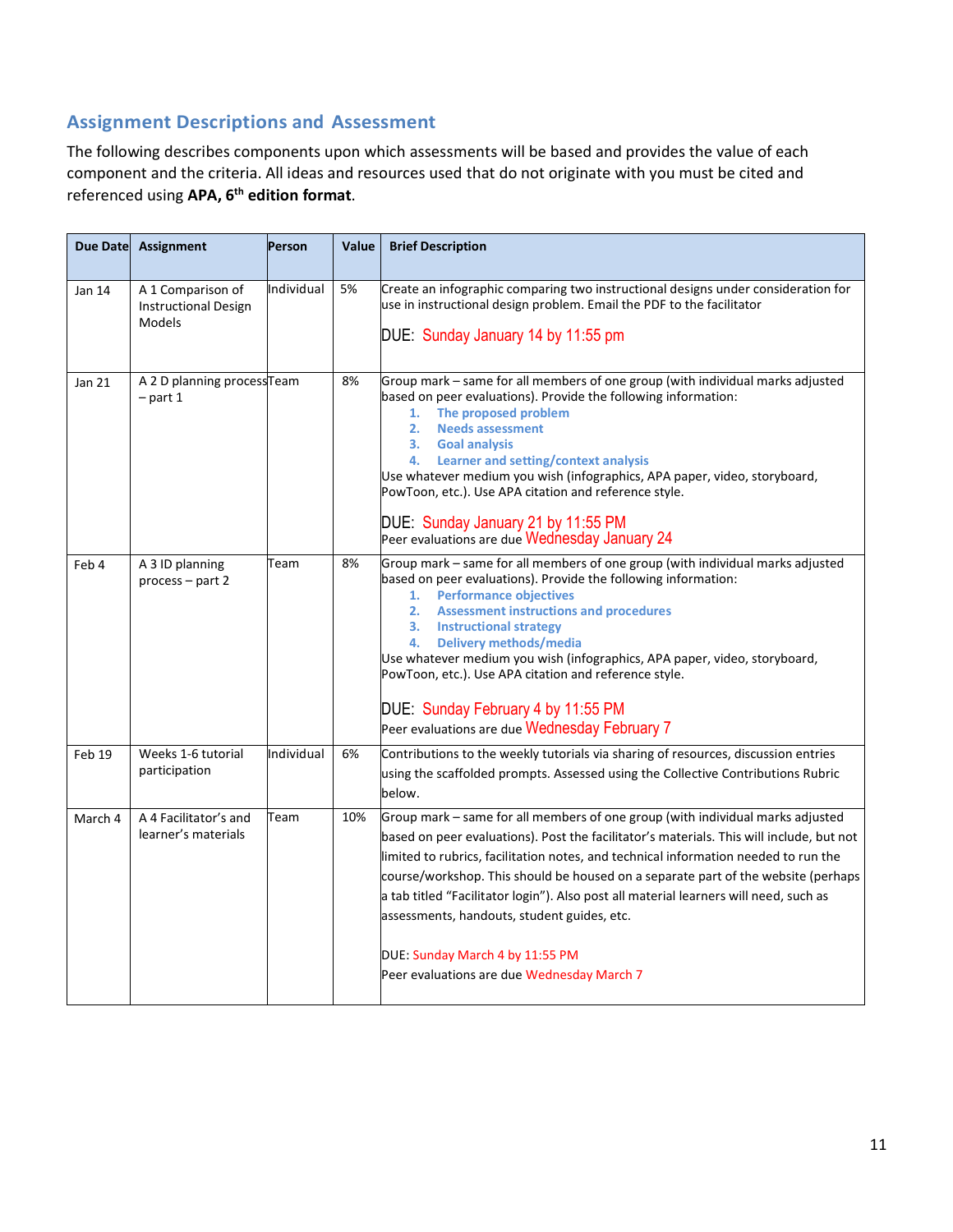## Assignment Descriptions and Assessment

The following describes components upon which assessments will be based and provides the value of each component and the criteria. All ideas and resources used that do not originate with you must be cited and referenced using **APA, 6th edition format**.

| Due Date | Assignment | Person | Value | Brief Description |
|---|---|---|---|---|
| Jan 14 | A 1 Comparison of Instructional Design Models | Individual | 5% | Create an infographic comparing two instructional designs under consideration for use in instructional design problem. Email the PDF to the facilitator<br><br>DUE: Sunday January 14 by 11:55 pm |
| Jan 21 | A 2 D planning process – part 1 | Team | 8% | Group mark – same for all members of one group (with individual marks adjusted based on peer evaluations). Provide the following information:<br>1. **The proposed problem**<br>2. **Needs assessment**<br>3. **Goal analysis**<br>4. **Learner and setting/context analysis**<br>Use whatever medium you wish (infographics, APA paper, video, storyboard, PowToon, etc.). Use APA citation and reference style.<br><br>DUE: Sunday January 21 by 11:55 PM<br>Peer evaluations are due Wednesday January 24 |
| Feb 4 | A 3 ID planning process – part 2 | Team | 8% | Group mark – same for all members of one group (with individual marks adjusted based on peer evaluations). Provide the following information:<br>1. **Performance objectives**<br>2. **Assessment instructions and procedures**<br>3. **Instructional strategy**<br>4. **Delivery methods/media**<br>Use whatever medium you wish (infographics, APA paper, video, storyboard, PowToon, etc.). Use APA citation and reference style.<br><br>DUE: Sunday February 4 by 11:55 PM<br>Peer evaluations are due Wednesday February 7 |
| Feb 19 | Weeks 1-6 tutorial participation | Individual | 6% | Contributions to the weekly tutorials via sharing of resources, discussion entries using the scaffolded prompts. Assessed using the Collective Contributions Rubric below. |
| March 4 | A 4 Facilitator's and learner's materials | Team | 10% | Group mark – same for all members of one group (with individual marks adjusted based on peer evaluations). Post the facilitator's materials. This will include, but not limited to rubrics, facilitation notes, and technical information needed to run the course/workshop. This should be housed on a separate part of the website (perhaps a tab titled "Facilitator login"). Also post all material learners will need, such as assessments, handouts, student guides, etc.<br><br>DUE: Sunday March 4 by 11:55 PM<br>Peer evaluations are due Wednesday March 7 |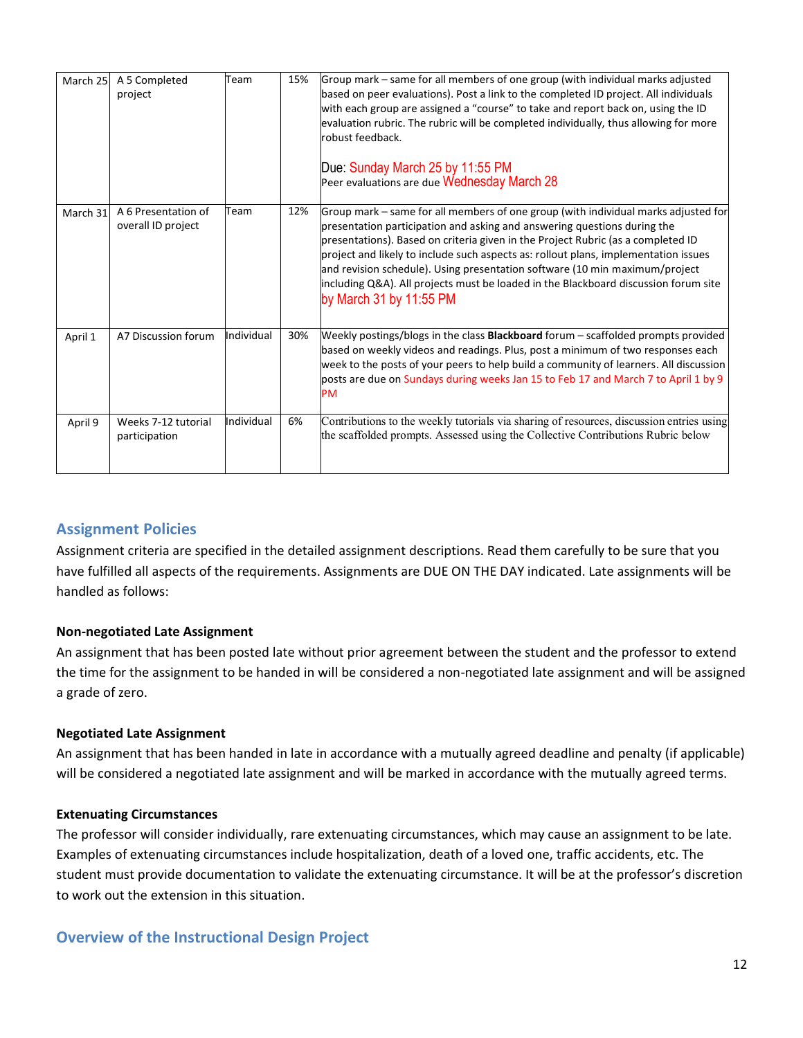| March 25 | A 5 Completed project | Team | 15% | Group mark – same for all members of one group (with individual marks adjusted based on peer evaluations). Post a link to the completed ID project. All individuals with each group are assigned a “course” to take and report back on, using the ID evaluation rubric. The rubric will be completed individually, thus allowing for more robust feedback.<br><br>Due: Sunday March 25 by 11:55 PM<br>Peer evaluations are due Wednesday March 28 |
|---|---|---|---|---|
| March 31 | A 6 Presentation of overall ID project | Team | 12% | Group mark – same for all members of one group (with individual marks adjusted for presentation participation and asking and answering questions during the presentations). Based on criteria given in the Project Rubric (as a completed ID project and likely to include such aspects as: rollout plans, implementation issues and revision schedule). Using presentation software (10 min maximum/project including Q&A). All projects must be loaded in the Blackboard discussion forum site by March 31 by 11:55 PM |
| April 1 | A7 Discussion forum | Individual | 30% | Weekly postings/blogs in the class **Blackboard** forum – scaffolded prompts provided based on weekly videos and readings. Plus, post a minimum of two responses each week to the posts of your peers to help build a community of learners. All discussion posts are due on Sundays during weeks Jan 15 to Feb 17 and March 7 to April 1 by 9 PM |
| April 9 | Weeks 7-12 tutorial participation | Individual | 6% | Contributions to the weekly tutorials via sharing of resources, discussion entries using the scaffolded prompts. Assessed using the Collective Contributions Rubric below |

## Assignment Policies

Assignment criteria are specified in the detailed assignment descriptions. Read them carefully to be sure that you have fulfilled all aspects of the requirements. Assignments are DUE ON THE DAY indicated. Late assignments will be handled as follows:

**Non-negotiated Late Assignment**

An assignment that has been posted late without prior agreement between the student and the professor to extend the time for the assignment to be handed in will be considered a non-negotiated late assignment and will be assigned a grade of zero.

**Negotiated Late Assignment**

An assignment that has been handed in late in accordance with a mutually agreed deadline and penalty (if applicable) will be considered a negotiated late assignment and will be marked in accordance with the mutually agreed terms.

**Extenuating Circumstances**

The professor will consider individually, rare extenuating circumstances, which may cause an assignment to be late. Examples of extenuating circumstances include hospitalization, death of a loved one, traffic accidents, etc. The student must provide documentation to validate the extenuating circumstance. It will be at the professor's discretion to work out the extension in this situation.

## Overview of the Instructional Design Project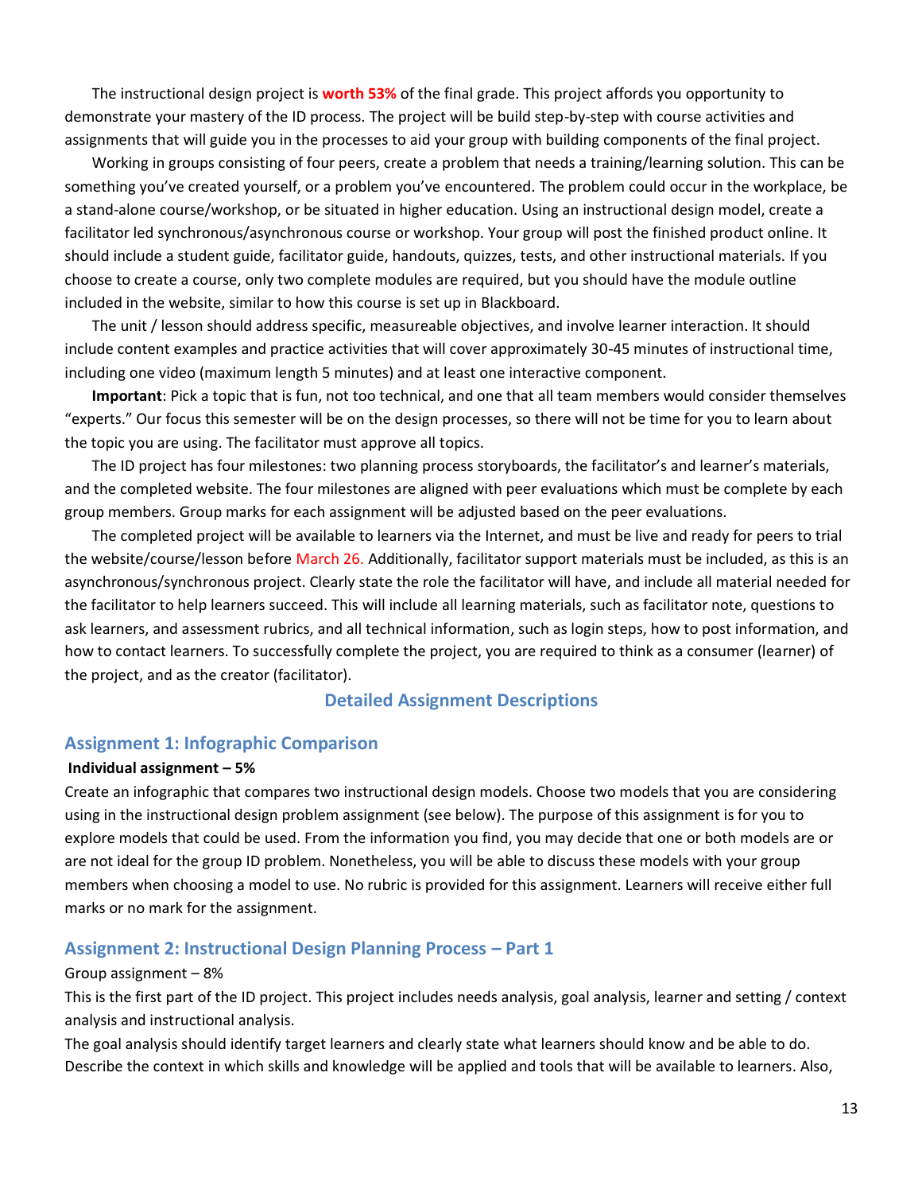The instructional design project is **worth 53%** of the final grade. This project affords you opportunity to demonstrate your mastery of the ID process. The project will be build step-by-step with course activities and assignments that will guide you in the processes to aid your group with building components of the final project.

Working in groups consisting of four peers, create a problem that needs a training/learning solution. This can be something you've created yourself, or a problem you've encountered. The problem could occur in the workplace, be a stand-alone course/workshop, or be situated in higher education. Using an instructional design model, create a facilitator led synchronous/asynchronous course or workshop. Your group will post the finished product online. It should include a student guide, facilitator guide, handouts, quizzes, tests, and other instructional materials. If you choose to create a course, only two complete modules are required, but you should have the module outline included in the website, similar to how this course is set up in Blackboard.

The unit / lesson should address specific, measureable objectives, and involve learner interaction. It should include content examples and practice activities that will cover approximately 30-45 minutes of instructional time, including one video (maximum length 5 minutes) and at least one interactive component.

**Important**: Pick a topic that is fun, not too technical, and one that all team members would consider themselves "experts." Our focus this semester will be on the design processes, so there will not be time for you to learn about the topic you are using. The facilitator must approve all topics.

The ID project has four milestones: two planning process storyboards, the facilitator's and learner's materials, and the completed website. The four milestones are aligned with peer evaluations which must be complete by each group members. Group marks for each assignment will be adjusted based on the peer evaluations.

The completed project will be available to learners via the Internet, and must be live and ready for peers to trial the website/course/lesson before March 26. Additionally, facilitator support materials must be included, as this is an asynchronous/synchronous project. Clearly state the role the facilitator will have, and include all material needed for the facilitator to help learners succeed. This will include all learning materials, such as facilitator note, questions to ask learners, and assessment rubrics, and all technical information, such as login steps, how to post information, and how to contact learners. To successfully complete the project, you are required to think as a consumer (learner) of the project, and as the creator (facilitator).

## Detailed Assignment Descriptions

### Assignment 1: Infographic Comparison

**Individual assignment – 5%**

Create an infographic that compares two instructional design models. Choose two models that you are considering using in the instructional design problem assignment (see below). The purpose of this assignment is for you to explore models that could be used. From the information you find, you may decide that one or both models are or are not ideal for the group ID problem. Nonetheless, you will be able to discuss these models with your group members when choosing a model to use. No rubric is provided for this assignment. Learners will receive either full marks or no mark for the assignment.

### Assignment 2: Instructional Design Planning Process – Part 1

Group assignment – 8%

This is the first part of the ID project. This project includes needs analysis, goal analysis, learner and setting / context analysis and instructional analysis.

The goal analysis should identify target learners and clearly state what learners should know and be able to do. Describe the context in which skills and knowledge will be applied and tools that will be available to learners. Also,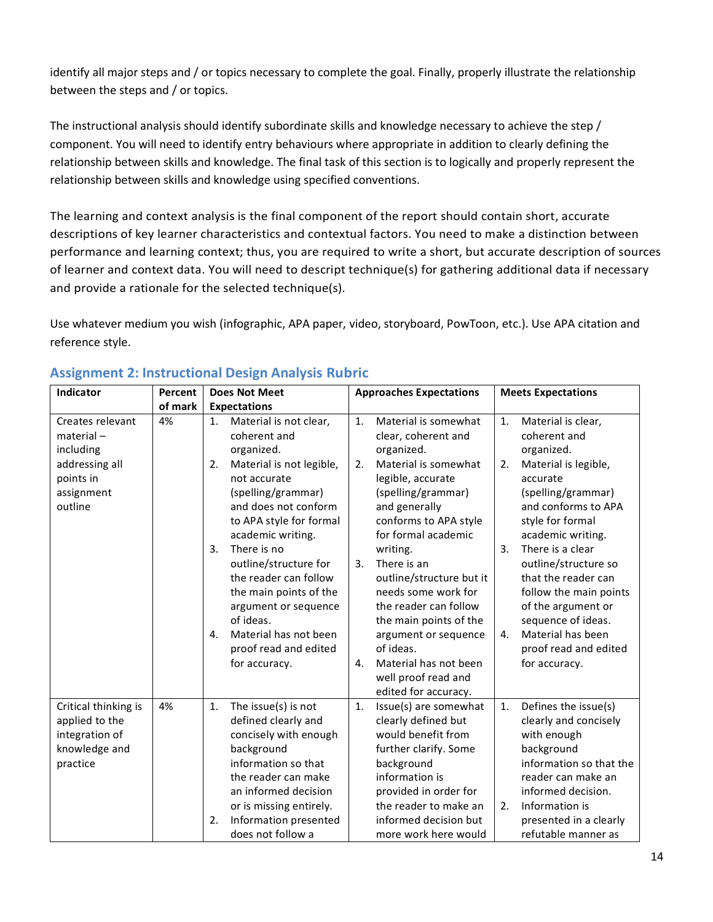identify all major steps and / or topics necessary to complete the goal. Finally, properly illustrate the relationship between the steps and / or topics.

The instructional analysis should identify subordinate skills and knowledge necessary to achieve the step / component. You will need to identify entry behaviours where appropriate in addition to clearly defining the relationship between skills and knowledge. The final task of this section is to logically and properly represent the relationship between skills and knowledge using specified conventions.

The learning and context analysis is the final component of the report should contain short, accurate descriptions of key learner characteristics and contextual factors. You need to make a distinction between performance and learning context; thus, you are required to write a short, but accurate description of sources of learner and context data. You will need to descript technique(s) for gathering additional data if necessary and provide a rationale for the selected technique(s).

Use whatever medium you wish (infographic, APA paper, video, storyboard, PowToon, etc.). Use APA citation and reference style.

## Assignment 2: Instructional Design Analysis Rubric

| Indicator | Percent of mark | Does Not Meet Expectations | Approaches Expectations | Meets Expectations |
|---|---|---|---|---|
| Creates relevant material – including addressing all points in assignment outline | 4% | 1. Material is not clear, coherent and organized.<br>2. Material is not legible, not accurate (spelling/grammar) and does not conform to APA style for formal academic writing.<br>3. There is no outline/structure for the reader can follow the main points of the argument or sequence of ideas.<br>4. Material has not been proof read and edited for accuracy. | 1. Material is somewhat clear, coherent and organized.<br>2. Material is somewhat legible, accurate (spelling/grammar) and generally conforms to APA style for formal academic writing.<br>3. There is an outline/structure but it needs some work for the reader can follow the main points of the argument or sequence of ideas.<br>4. Material has not been well proof read and edited for accuracy. | 1. Material is clear, coherent and organized.<br>2. Material is legible, accurate (spelling/grammar) and conforms to APA style for formal academic writing.<br>3. There is a clear outline/structure so that the reader can follow the main points of the argument or sequence of ideas.<br>4. Material has been proof read and edited for accuracy. |
| Critical thinking is applied to the integration of knowledge and practice | 4% | 1. The issue(s) is not defined clearly and concisely with enough background information so that the reader can make an informed decision or is missing entirely.<br>2. Information presented does not follow a | 1. Issue(s) are somewhat clearly defined but would benefit from further clarify. Some background information is provided in order for the reader to make an informed decision but more work here would | 1. Defines the issue(s) clearly and concisely with enough background information so that the reader can make an informed decision.<br>2. Information is presented in a clearly refutable manner as |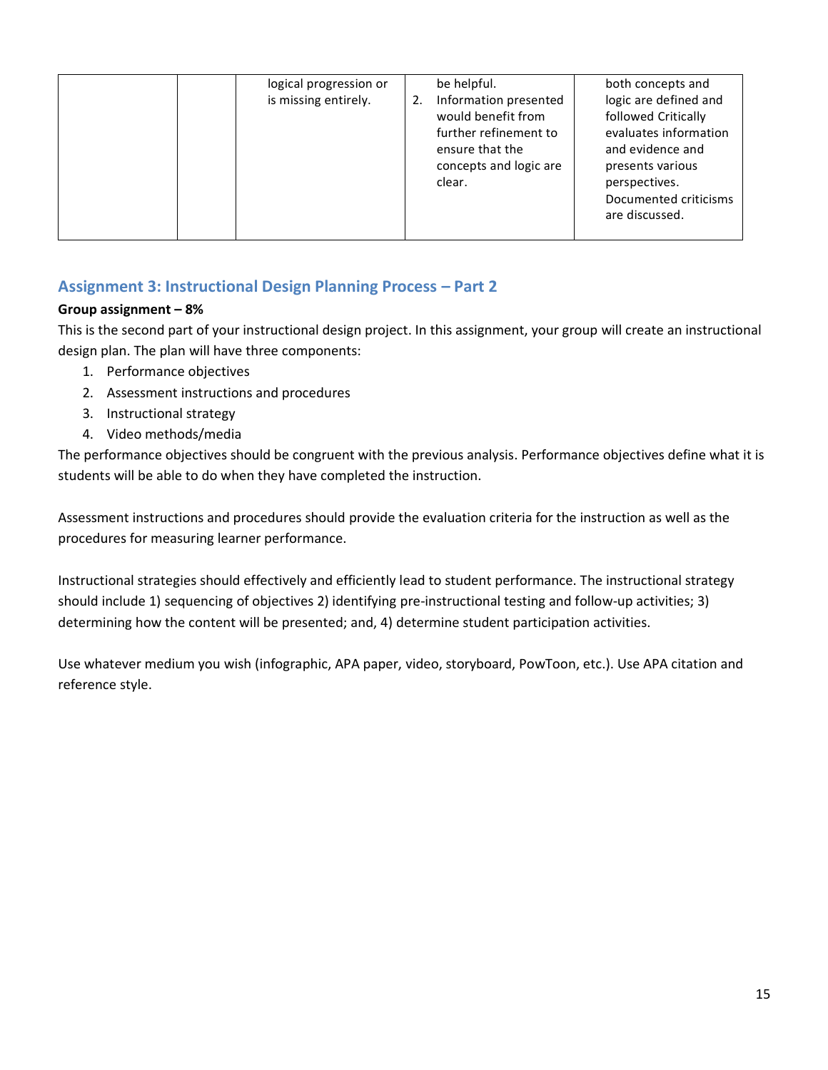| | | logical progression or is missing entirely. | be helpful.<br>2. Information presented would benefit from further refinement to ensure that the concepts and logic are clear. | both concepts and logic are defined and followed Critically evaluates information and evidence and presents various perspectives. Documented criticisms are discussed. |
|---|---|---|---|---|

## Assignment 3: Instructional Design Planning Process – Part 2

**Group assignment – 8%**

This is the second part of your instructional design project. In this assignment, your group will create an instructional design plan. The plan will have three components:

1. Performance objectives
2. Assessment instructions and procedures
3. Instructional strategy
4. Video methods/media

The performance objectives should be congruent with the previous analysis. Performance objectives define what it is students will be able to do when they have completed the instruction.

Assessment instructions and procedures should provide the evaluation criteria for the instruction as well as the procedures for measuring learner performance.

Instructional strategies should effectively and efficiently lead to student performance. The instructional strategy should include 1) sequencing of objectives 2) identifying pre-instructional testing and follow-up activities; 3) determining how the content will be presented; and, 4) determine student participation activities.

Use whatever medium you wish (infographic, APA paper, video, storyboard, PowToon, etc.). Use APA citation and reference style.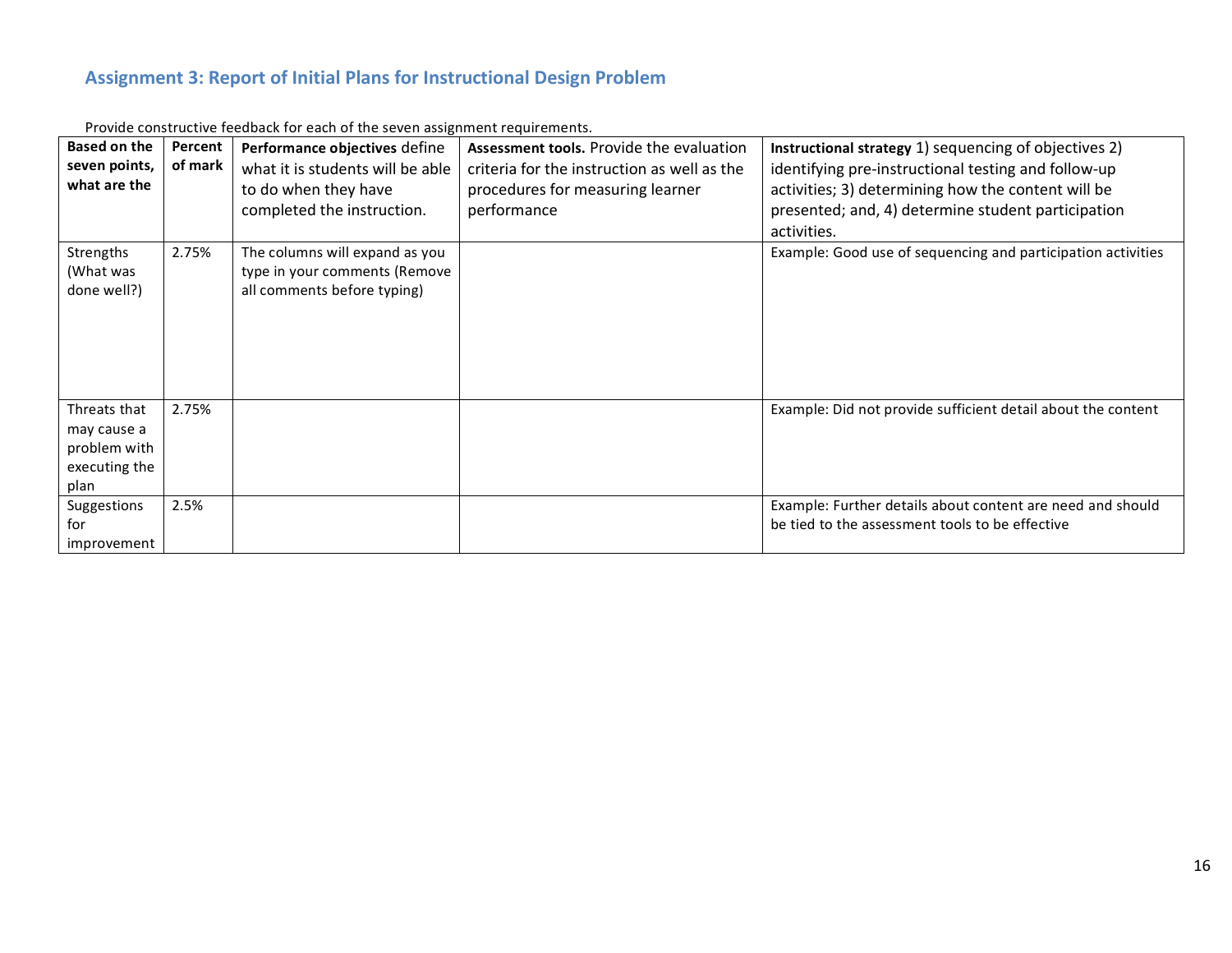## Assignment 3: Report of Initial Plans for Instructional Design Problem

Provide constructive feedback for each of the seven assignment requirements.

| **Based on the seven points, what are the** | **Percent of mark** | **Performance objectives** define what it is students will be able to do when they have completed the instruction. | **Assessment tools.** Provide the evaluation criteria for the instruction as well as the procedures for measuring learner performance | **Instructional strategy** 1) sequencing of objectives 2) identifying pre-instructional testing and follow-up activities; 3) determining how the content will be presented; and, 4) determine student participation activities. |
|---|---|---|---|---|
| Strengths (What was done well?) | 2.75% | The columns will expand as you type in your comments (Remove all comments before typing) | | Example: Good use of sequencing and participation activities |
| Threats that may cause a problem with executing the plan | 2.75% | | | Example: Did not provide sufficient detail about the content |
| Suggestions for improvement | 2.5% | | | Example: Further details about content are need and should be tied to the assessment tools to be effective |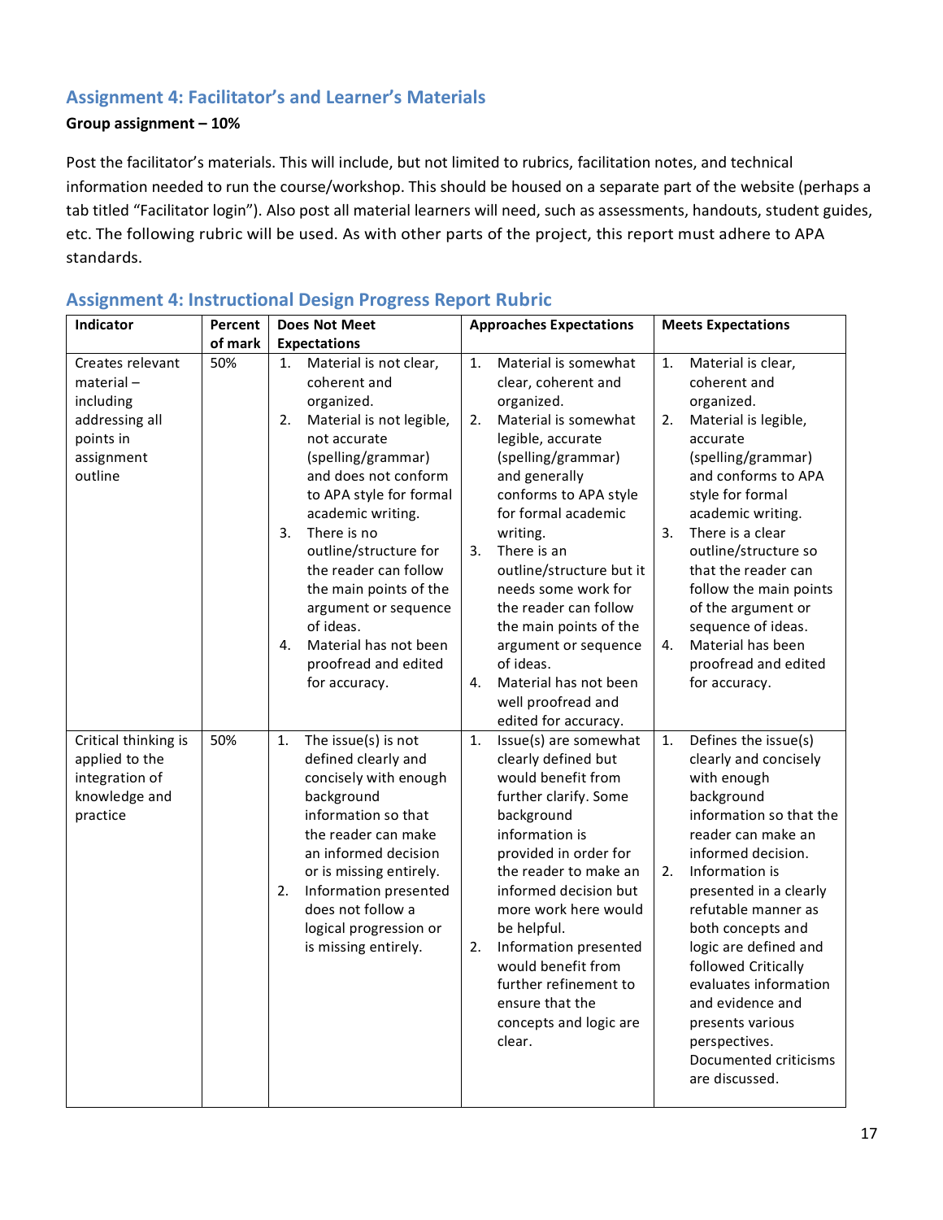## Assignment 4: Facilitator's and Learner's Materials

**Group assignment – 10%**

Post the facilitator's materials. This will include, but not limited to rubrics, facilitation notes, and technical information needed to run the course/workshop. This should be housed on a separate part of the website (perhaps a tab titled "Facilitator login"). Also post all material learners will need, such as assessments, handouts, student guides, etc. The following rubric will be used. As with other parts of the project, this report must adhere to APA standards.

## Assignment 4: Instructional Design Progress Report Rubric

| Indicator | Percent of mark | Does Not Meet Expectations | Approaches Expectations | Meets Expectations |
|---|---|---|---|---|
| Creates relevant material – including addressing all points in assignment outline | 50% | 1. Material is not clear, coherent and organized.<br>2. Material is not legible, not accurate (spelling/grammar) and does not conform to APA style for formal academic writing.<br>3. There is no outline/structure for the reader can follow the main points of the argument or sequence of ideas.<br>4. Material has not been proofread and edited for accuracy. | 1. Material is somewhat clear, coherent and organized.<br>2. Material is somewhat legible, accurate (spelling/grammar) and generally conforms to APA style for formal academic writing.<br>3. There is an outline/structure but it needs some work for the reader can follow the main points of the argument or sequence of ideas.<br>4. Material has not been well proofread and edited for accuracy. | 1. Material is clear, coherent and organized.<br>2. Material is legible, accurate (spelling/grammar) and conforms to APA style for formal academic writing.<br>3. There is a clear outline/structure so that the reader can follow the main points of the argument or sequence of ideas.<br>4. Material has been proofread and edited for accuracy. |
| Critical thinking is applied to the integration of knowledge and practice | 50% | 1. The issue(s) is not defined clearly and concisely with enough background information so that the reader can make an informed decision or is missing entirely.<br>2. Information presented does not follow a logical progression or is missing entirely. | 1. Issue(s) are somewhat clearly defined but would benefit from further clarify. Some background information is provided in order for the reader to make an informed decision but more work here would be helpful.<br>2. Information presented would benefit from further refinement to ensure that the concepts and logic are clear. | 1. Defines the issue(s) clearly and concisely with enough background information so that the reader can make an informed decision.<br>2. Information is presented in a clearly refutable manner as both concepts and logic are defined and followed Critically evaluates information and evidence and presents various perspectives. Documented criticisms are discussed. |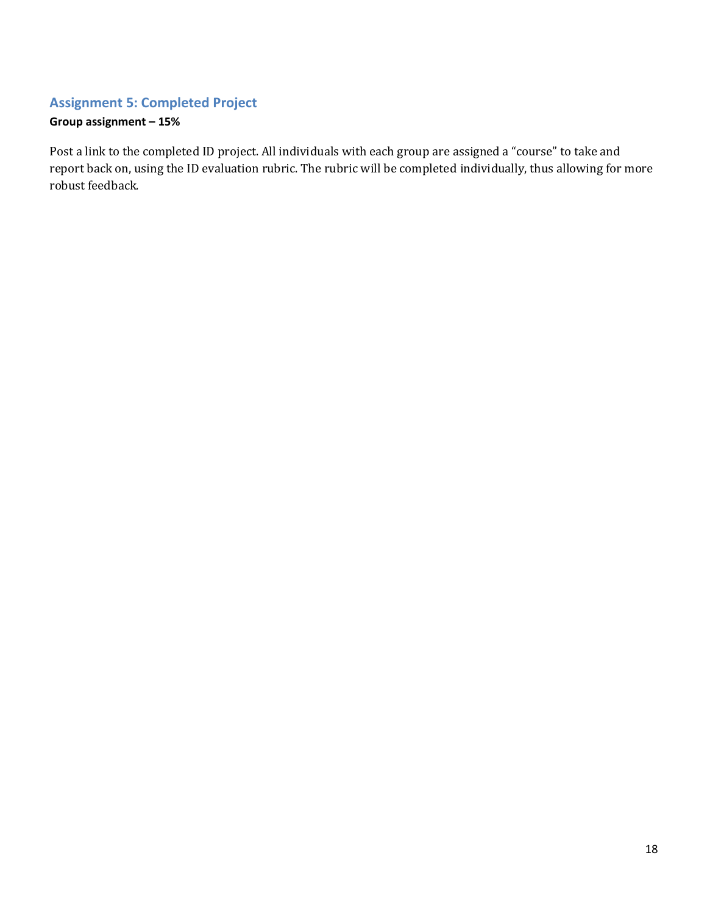## Assignment 5: Completed Project

**Group assignment – 15%**

Post a link to the completed ID project. All individuals with each group are assigned a "course" to take and report back on, using the ID evaluation rubric. The rubric will be completed individually, thus allowing for more robust feedback.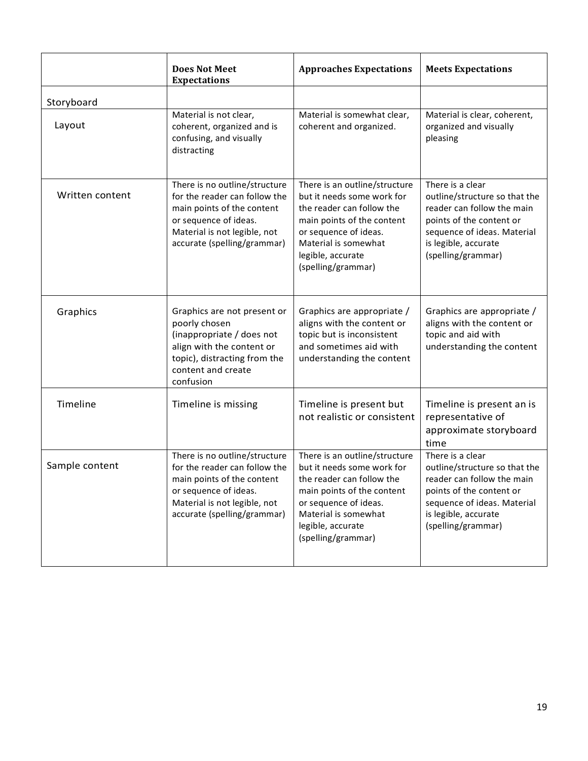| | Does Not Meet Expectations | Approaches Expectations | Meets Expectations |
|---|---|---|---|
| Storyboard | | | |
| Layout | Material is not clear, coherent, organized and is confusing, and visually distracting | Material is somewhat clear, coherent and organized. | Material is clear, coherent, organized and visually pleasing |
| Written content | There is no outline/structure for the reader can follow the main points of the content or sequence of ideas. Material is not legible, not accurate (spelling/grammar) | There is an outline/structure but it needs some work for the reader can follow the main points of the content or sequence of ideas. Material is somewhat legible, accurate (spelling/grammar) | There is a clear outline/structure so that the reader can follow the main points of the content or sequence of ideas. Material is legible, accurate (spelling/grammar) |
| Graphics | Graphics are not present or poorly chosen (inappropriate / does not align with the content or topic), distracting from the content and create confusion | Graphics are appropriate / aligns with the content or topic but is inconsistent and sometimes aid with understanding the content | Graphics are appropriate / aligns with the content or topic and aid with understanding the content |
| Timeline | Timeline is missing | Timeline is present but not realistic or consistent | Timeline is present an is representative of approximate storyboard time |
| Sample content | There is no outline/structure for the reader can follow the main points of the content or sequence of ideas. Material is not legible, not accurate (spelling/grammar) | There is an outline/structure but it needs some work for the reader can follow the main points of the content or sequence of ideas. Material is somewhat legible, accurate (spelling/grammar) | There is a clear outline/structure so that the reader can follow the main points of the content or sequence of ideas. Material is legible, accurate (spelling/grammar) |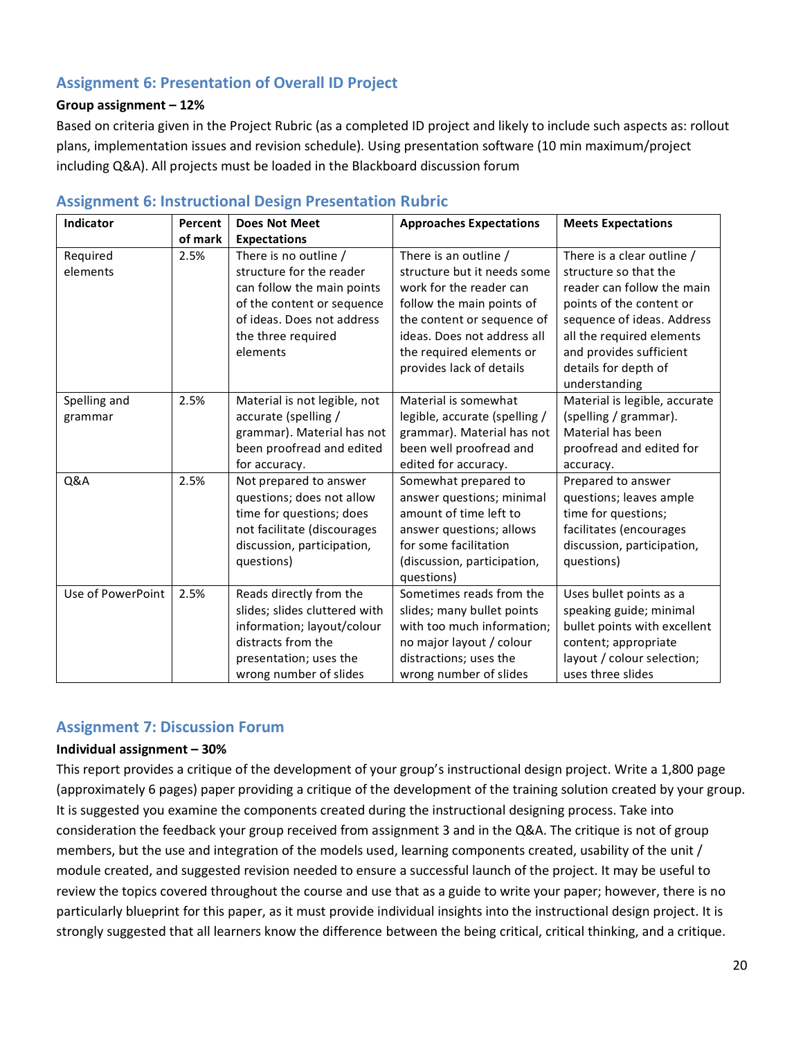## Assignment 6: Presentation of Overall ID Project

**Group assignment – 12%**

Based on criteria given in the Project Rubric (as a completed ID project and likely to include such aspects as: rollout plans, implementation issues and revision schedule). Using presentation software (10 min maximum/project including Q&A). All projects must be loaded in the Blackboard discussion forum

## Assignment 6: Instructional Design Presentation Rubric

| Indicator | Percent of mark | Does Not Meet Expectations | Approaches Expectations | Meets Expectations |
|---|---|---|---|---|
| Required elements | 2.5% | There is no outline / structure for the reader can follow the main points of the content or sequence of ideas. Does not address the three required elements | There is an outline / structure but it needs some work for the reader can follow the main points of the content or sequence of ideas. Does not address all the required elements or provides lack of details | There is a clear outline / structure so that the reader can follow the main points of the content or sequence of ideas. Address all the required elements and provides sufficient details for depth of understanding |
| Spelling and grammar | 2.5% | Material is not legible, not accurate (spelling / grammar). Material has not been proofread and edited for accuracy. | Material is somewhat legible, accurate (spelling / grammar). Material has not been well proofread and edited for accuracy. | Material is legible, accurate (spelling / grammar). Material has been proofread and edited for accuracy. |
| Q&A | 2.5% | Not prepared to answer questions; does not allow time for questions; does not facilitate (discourages discussion, participation, questions) | Somewhat prepared to answer questions; minimal amount of time left to answer questions; allows for some facilitation (discussion, participation, questions) | Prepared to answer questions; leaves ample time for questions; facilitates (encourages discussion, participation, questions) |
| Use of PowerPoint | 2.5% | Reads directly from the slides; slides cluttered with information; layout/colour distracts from the presentation; uses the wrong number of slides | Sometimes reads from the slides; many bullet points with too much information; no major layout / colour distractions; uses the wrong number of slides | Uses bullet points as a speaking guide; minimal bullet points with excellent content; appropriate layout / colour selection; uses three slides |

## Assignment 7: Discussion Forum

**Individual assignment – 30%**

This report provides a critique of the development of your group's instructional design project. Write a 1,800 page (approximately 6 pages) paper providing a critique of the development of the training solution created by your group. It is suggested you examine the components created during the instructional designing process. Take into consideration the feedback your group received from assignment 3 and in the Q&A. The critique is not of group members, but the use and integration of the models used, learning components created, usability of the unit / module created, and suggested revision needed to ensure a successful launch of the project. It may be useful to review the topics covered throughout the course and use that as a guide to write your paper; however, there is no particularly blueprint for this paper, as it must provide individual insights into the instructional design project. It is strongly suggested that all learners know the difference between the being critical, critical thinking, and a critique.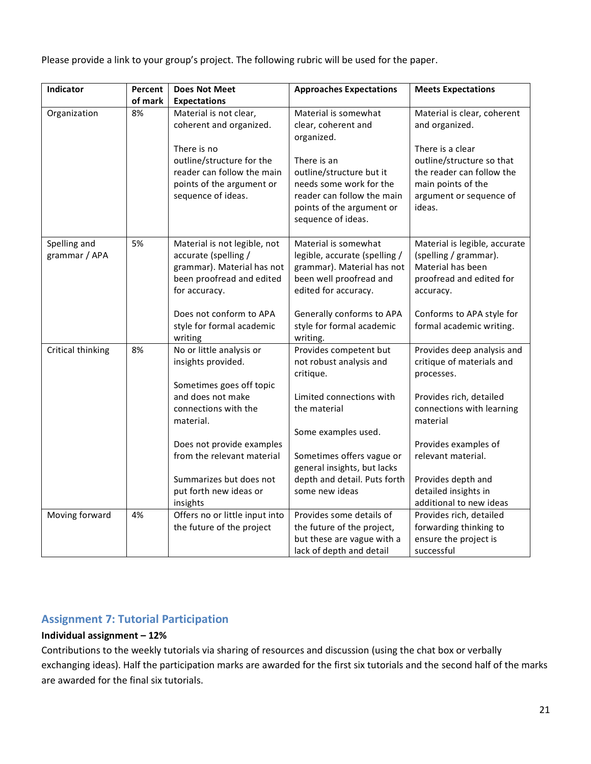Please provide a link to your group's project. The following rubric will be used for the paper.

| Indicator | Percent of mark | Does Not Meet Expectations | Approaches Expectations | Meets Expectations |
|---|---|---|---|---|
| Organization | 8% | Material is not clear, coherent and organized.<br><br>There is no outline/structure for the reader can follow the main points of the argument or sequence of ideas. | Material is somewhat clear, coherent and organized.<br><br>There is an outline/structure but it needs some work for the reader can follow the main points of the argument or sequence of ideas. | Material is clear, coherent and organized.<br><br>There is a clear outline/structure so that the reader can follow the main points of the argument or sequence of ideas. |
| Spelling and grammar / APA | 5% | Material is not legible, not accurate (spelling / grammar). Material has not been proofread and edited for accuracy.<br><br>Does not conform to APA style for formal academic writing | Material is somewhat legible, accurate (spelling / grammar). Material has not been well proofread and edited for accuracy.<br><br>Generally conforms to APA style for formal academic writing. | Material is legible, accurate (spelling / grammar). Material has been proofread and edited for accuracy.<br><br>Conforms to APA style for formal academic writing. |
| Critical thinking | 8% | No or little analysis or insights provided.<br><br>Sometimes goes off topic and does not make connections with the material.<br><br>Does not provide examples from the relevant material<br><br>Summarizes but does not put forth new ideas or insights | Provides competent but not robust analysis and critique.<br><br>Limited connections with the material<br><br>Some examples used.<br><br>Sometimes offers vague or general insights, but lacks depth and detail. Puts forth some new ideas | Provides deep analysis and critique of materials and processes.<br><br>Provides rich, detailed connections with learning material<br><br>Provides examples of relevant material.<br><br>Provides depth and detailed insights in additional to new ideas |
| Moving forward | 4% | Offers no or little input into the future of the project | Provides some details of the future of the project, but these are vague with a lack of depth and detail | Provides rich, detailed forwarding thinking to ensure the project is successful |

## Assignment 7: Tutorial Participation

**Individual assignment – 12%**

Contributions to the weekly tutorials via sharing of resources and discussion (using the chat box or verbally exchanging ideas). Half the participation marks are awarded for the first six tutorials and the second half of the marks are awarded for the final six tutorials.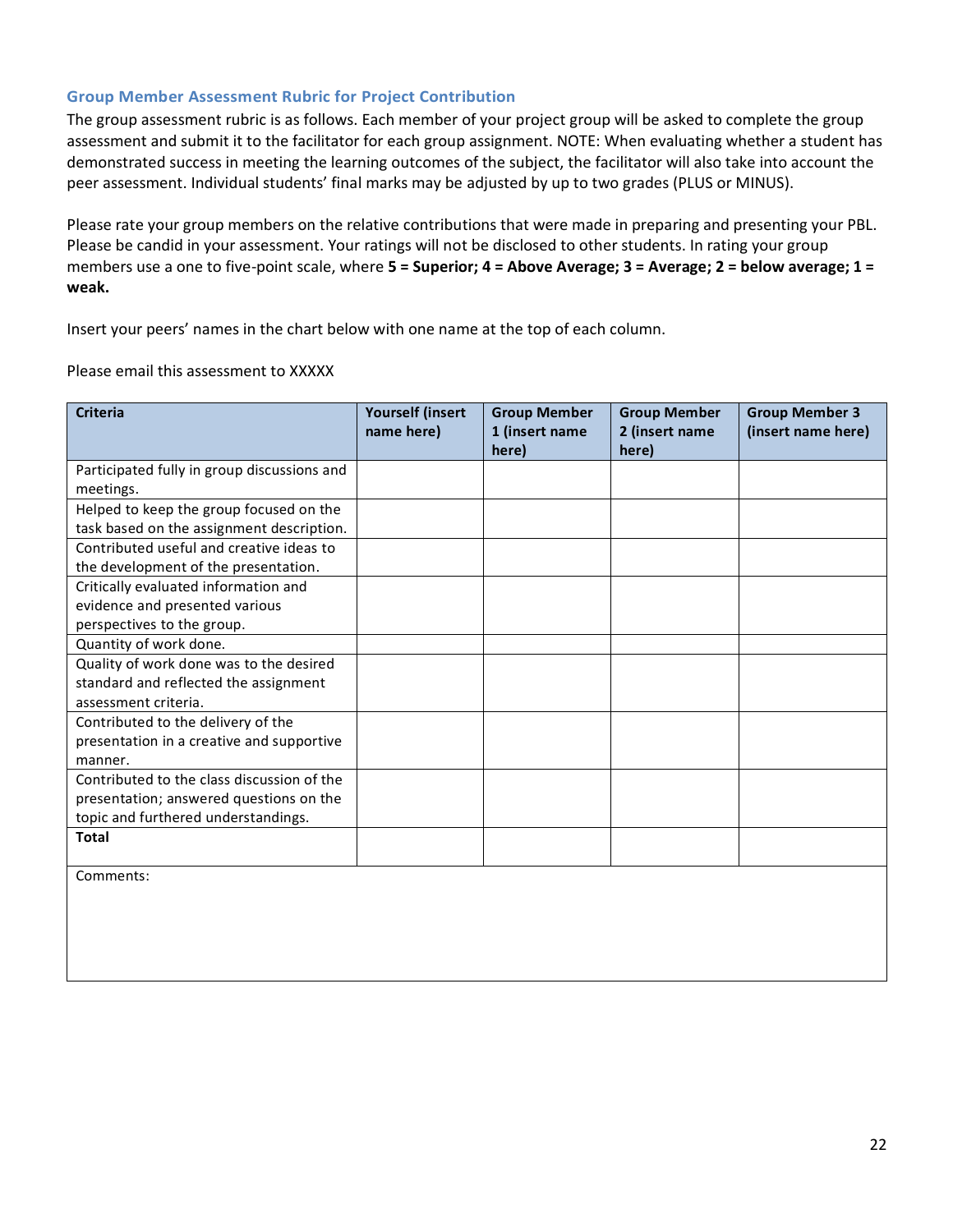### Group Member Assessment Rubric for Project Contribution

The group assessment rubric is as follows. Each member of your project group will be asked to complete the group assessment and submit it to the facilitator for each group assignment. NOTE: When evaluating whether a student has demonstrated success in meeting the learning outcomes of the subject, the facilitator will also take into account the peer assessment. Individual students' final marks may be adjusted by up to two grades (PLUS or MINUS).

Please rate your group members on the relative contributions that were made in preparing and presenting your PBL. Please be candid in your assessment. Your ratings will not be disclosed to other students. In rating your group members use a one to five-point scale, where **5 = Superior; 4 = Above Average; 3 = Average; 2 = below average; 1 = weak.**

Insert your peers' names in the chart below with one name at the top of each column.

Please email this assessment to XXXXX

| Criteria | Yourself (insert name here) | Group Member 1 (insert name here) | Group Member 2 (insert name here) | Group Member 3 (insert name here) |
|---|---|---|---|---|
| Participated fully in group discussions and meetings. | | | | |
| Helped to keep the group focused on the task based on the assignment description. | | | | |
| Contributed useful and creative ideas to the development of the presentation. | | | | |
| Critically evaluated information and evidence and presented various perspectives to the group. | | | | |
| Quantity of work done. | | | | |
| Quality of work done was to the desired standard and reflected the assignment assessment criteria. | | | | |
| Contributed to the delivery of the presentation in a creative and supportive manner. | | | | |
| Contributed to the class discussion of the presentation; answered questions on the topic and furthered understandings. | | | | |
| **Total** | | | | |

Comments: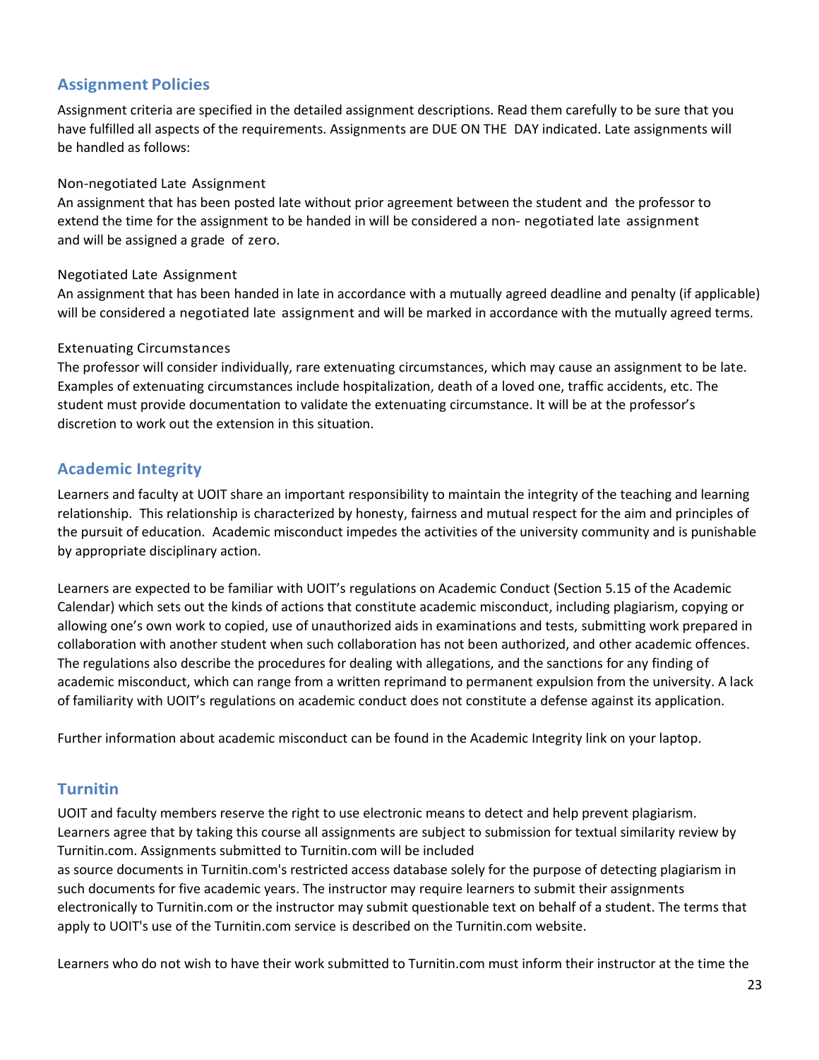## Assignment Policies

Assignment criteria are specified in the detailed assignment descriptions. Read them carefully to be sure that you have fulfilled all aspects of the requirements. Assignments are DUE ON THE DAY indicated. Late assignments will be handled as follows:

### Non-negotiated Late Assignment

An assignment that has been posted late without prior agreement between the student and the professor to extend the time for the assignment to be handed in will be considered a non- negotiated late assignment and will be assigned a grade of zero.

### Negotiated Late Assignment

An assignment that has been handed in late in accordance with a mutually agreed deadline and penalty (if applicable) will be considered a negotiated late assignment and will be marked in accordance with the mutually agreed terms.

### Extenuating Circumstances

The professor will consider individually, rare extenuating circumstances, which may cause an assignment to be late. Examples of extenuating circumstances include hospitalization, death of a loved one, traffic accidents, etc. The student must provide documentation to validate the extenuating circumstance. It will be at the professor's discretion to work out the extension in this situation.

## Academic Integrity

Learners and faculty at UOIT share an important responsibility to maintain the integrity of the teaching and learning relationship. This relationship is characterized by honesty, fairness and mutual respect for the aim and principles of the pursuit of education. Academic misconduct impedes the activities of the university community and is punishable by appropriate disciplinary action.

Learners are expected to be familiar with UOIT's regulations on Academic Conduct (Section 5.15 of the Academic Calendar) which sets out the kinds of actions that constitute academic misconduct, including plagiarism, copying or allowing one's own work to copied, use of unauthorized aids in examinations and tests, submitting work prepared in collaboration with another student when such collaboration has not been authorized, and other academic offences. The regulations also describe the procedures for dealing with allegations, and the sanctions for any finding of academic misconduct, which can range from a written reprimand to permanent expulsion from the university. A lack of familiarity with UOIT's regulations on academic conduct does not constitute a defense against its application.

Further information about academic misconduct can be found in the Academic Integrity link on your laptop.

## Turnitin

UOIT and faculty members reserve the right to use electronic means to detect and help prevent plagiarism. Learners agree that by taking this course all assignments are subject to submission for textual similarity review by Turnitin.com. Assignments submitted to Turnitin.com will be included as source documents in Turnitin.com's restricted access database solely for the purpose of detecting plagiarism in such documents for five academic years. The instructor may require learners to submit their assignments electronically to Turnitin.com or the instructor may submit questionable text on behalf of a student. The terms that apply to UOIT's use of the Turnitin.com service is described on the Turnitin.com website.

Learners who do not wish to have their work submitted to Turnitin.com must inform their instructor at the time the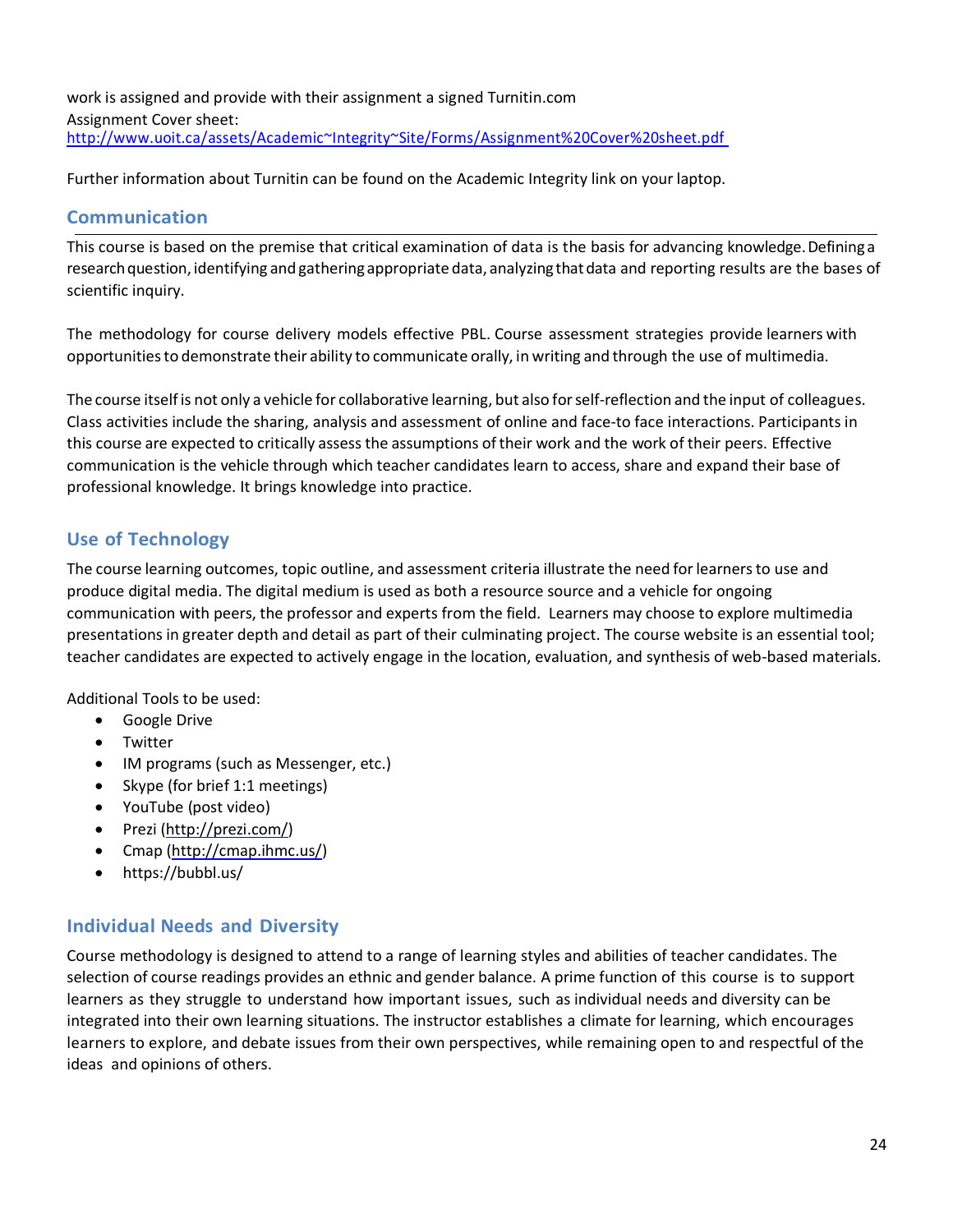work is assigned and provide with their assignment a signed Turnitin.com Assignment Cover sheet: http://www.uoit.ca/assets/Academic~Integrity~Site/Forms/Assignment%20Cover%20sheet.pdf

Further information about Turnitin can be found on the Academic Integrity link on your laptop.

## Communication

This course is based on the premise that critical examination of data is the basis for advancing knowledge. Defining a research question, identifying and gathering appropriate data, analyzing that data and reporting results are the bases of scientific inquiry.

The methodology for course delivery models effective PBL. Course assessment strategies provide learners with opportunities to demonstrate their ability to communicate orally, in writing and through the use of multimedia.

The course itself is not only a vehicle for collaborative learning, but also for self-reflection and the input of colleagues. Class activities include the sharing, analysis and assessment of online and face-to face interactions. Participants in this course are expected to critically assess the assumptions of their work and the work of their peers. Effective communication is the vehicle through which teacher candidates learn to access, share and expand their base of professional knowledge. It brings knowledge into practice.

## Use of Technology

The course learning outcomes, topic outline, and assessment criteria illustrate the need for learners to use and produce digital media. The digital medium is used as both a resource source and a vehicle for ongoing communication with peers, the professor and experts from the field. Learners may choose to explore multimedia presentations in greater depth and detail as part of their culminating project. The course website is an essential tool; teacher candidates are expected to actively engage in the location, evaluation, and synthesis of web-based materials.

Additional Tools to be used:

- Google Drive
- Twitter
- IM programs (such as Messenger, etc.)
- Skype (for brief 1:1 meetings)
- YouTube (post video)
- Prezi (http://prezi.com/)
- Cmap (http://cmap.ihmc.us/)
- https://bubbl.us/

## Individual Needs and Diversity

Course methodology is designed to attend to a range of learning styles and abilities of teacher candidates. The selection of course readings provides an ethnic and gender balance. A prime function of this course is to support learners as they struggle to understand how important issues, such as individual needs and diversity can be integrated into their own learning situations. The instructor establishes a climate for learning, which encourages learners to explore, and debate issues from their own perspectives, while remaining open to and respectful of the ideas and opinions of others.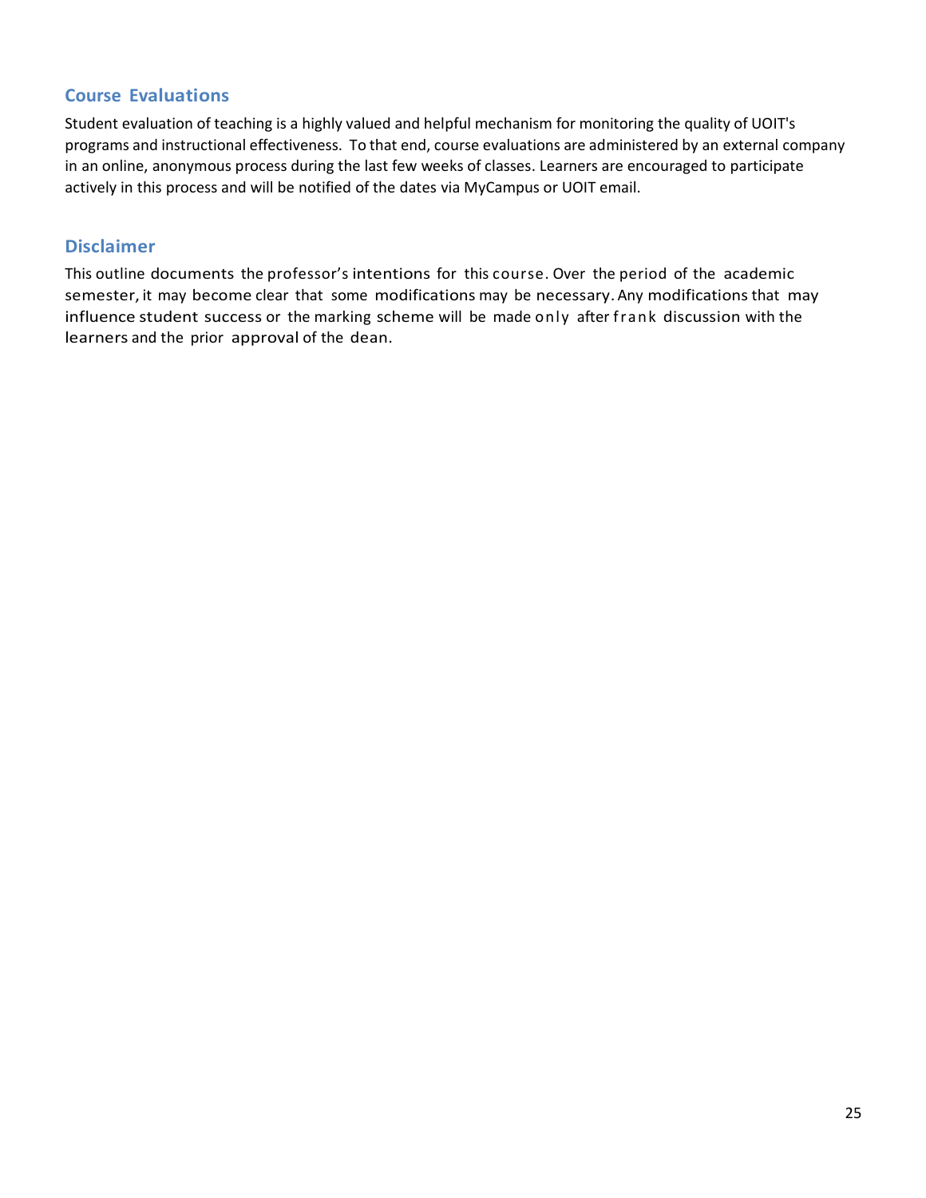## Course Evaluations

Student evaluation of teaching is a highly valued and helpful mechanism for monitoring the quality of UOIT's programs and instructional effectiveness. To that end, course evaluations are administered by an external company in an online, anonymous process during the last few weeks of classes. Learners are encouraged to participate actively in this process and will be notified of the dates via MyCampus or UOIT email.

## Disclaimer

This outline documents the professor's intentions for this course. Over the period of the academic semester, it may become clear that some modifications may be necessary. Any modifications that may influence student success or the marking scheme will be made only after frank discussion with the learners and the prior approval of the dean.